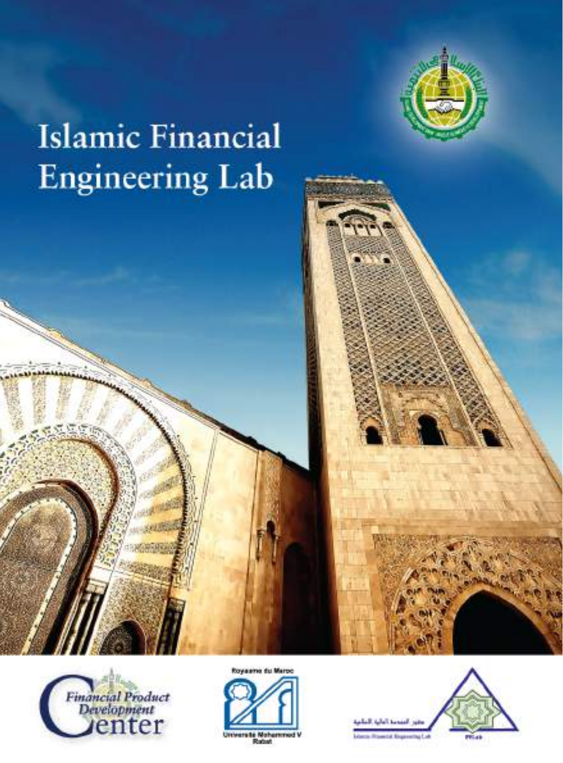# Islamic Financial Engineering Lab

Financial Product Development Center

Royaume du Maroc

Université Mohammed V Rabat

مختبر الهندسة المالية الإسلامية

Islamic Financial Engineering Lab

IFELab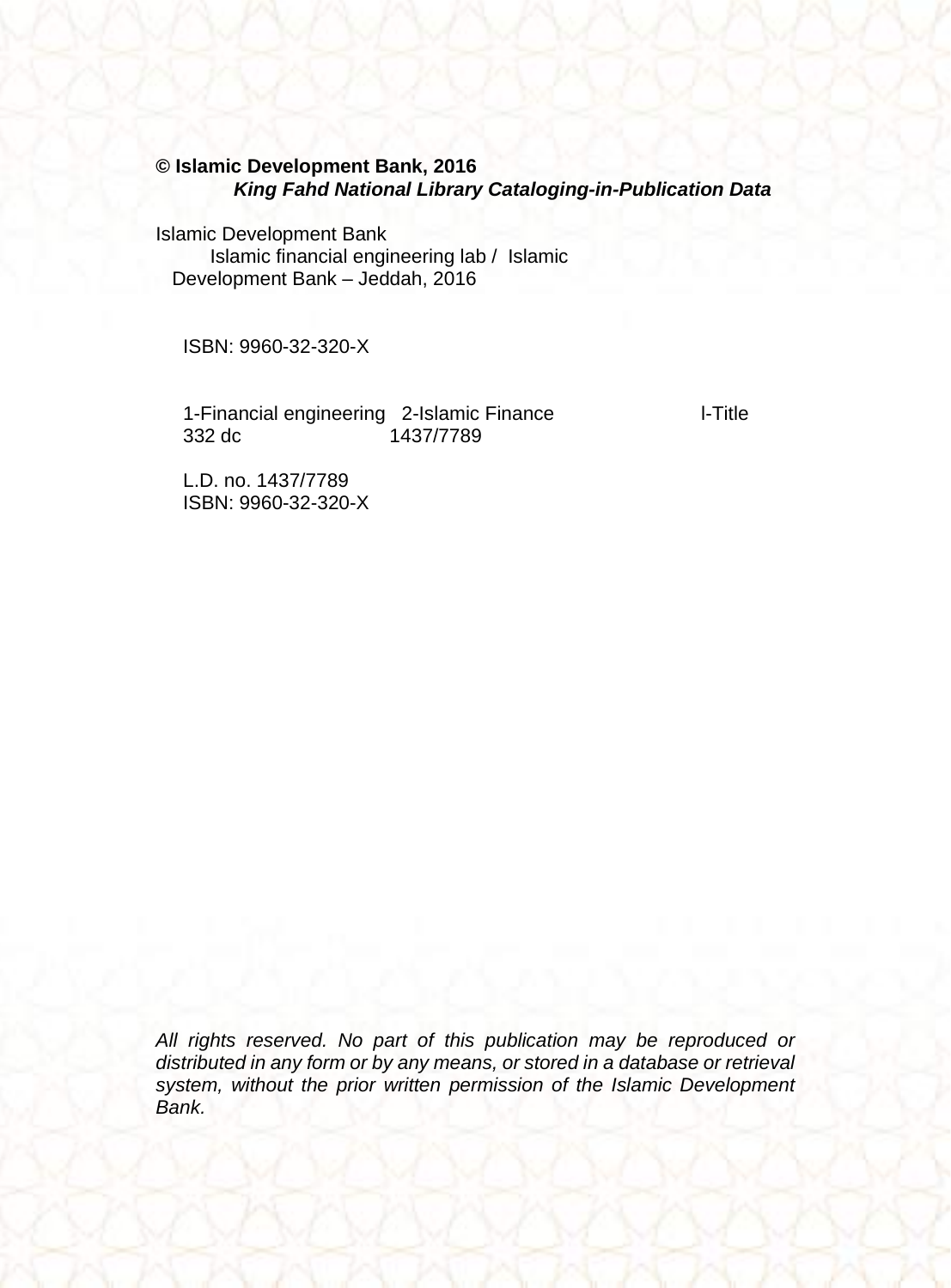**© Islamic Development Bank, 2016**

***King Fahd National Library Cataloging-in-Publication Data***

Islamic Development Bank
Islamic financial engineering lab / Islamic
Development Bank – Jeddah, 2016

ISBN: 9960-32-320-X

1-Financial engineering 2-Islamic Finance I-Title
332 dc 1437/7789

L.D. no. 1437/7789
ISBN: 9960-32-320-X

*All rights reserved. No part of this publication may be reproduced or distributed in any form or by any means, or stored in a database or retrieval system, without the prior written permission of the Islamic Development Bank.*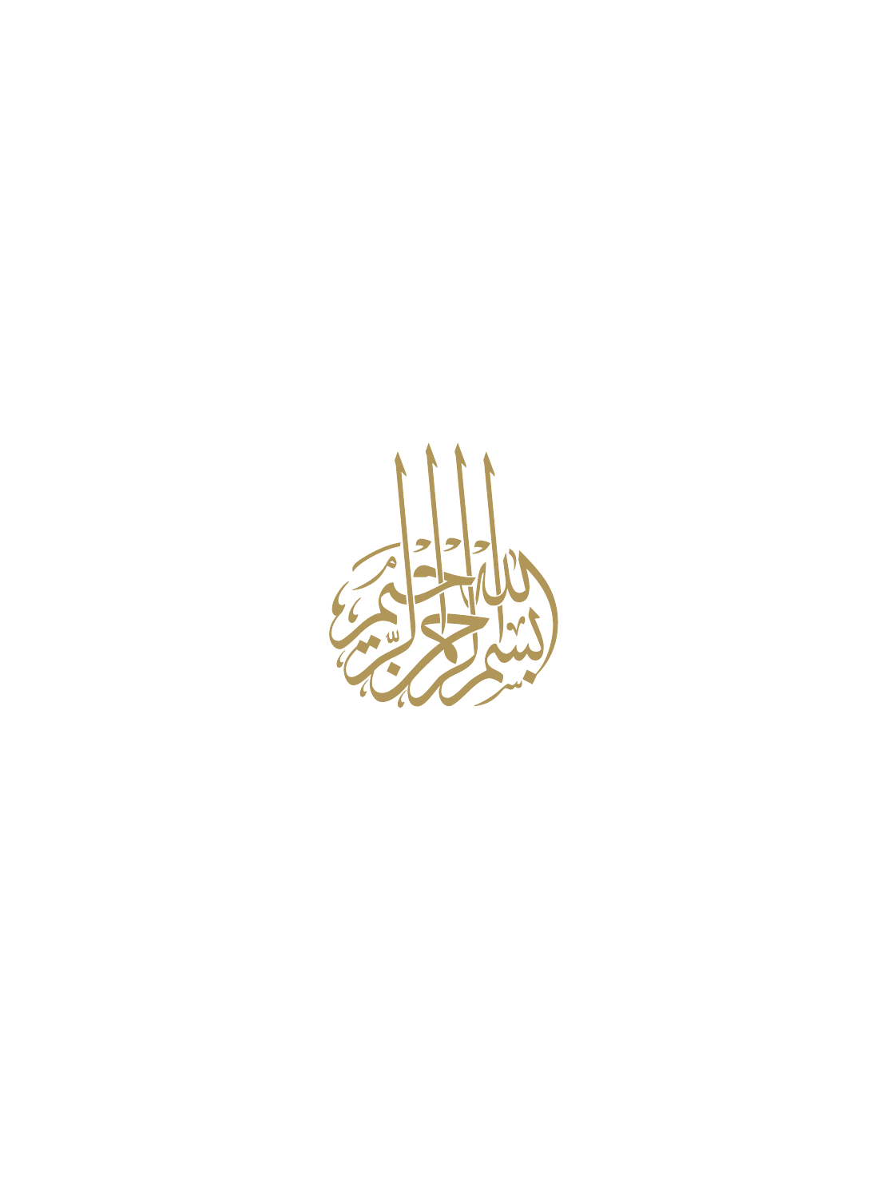بسم الله الرحمن الرحيم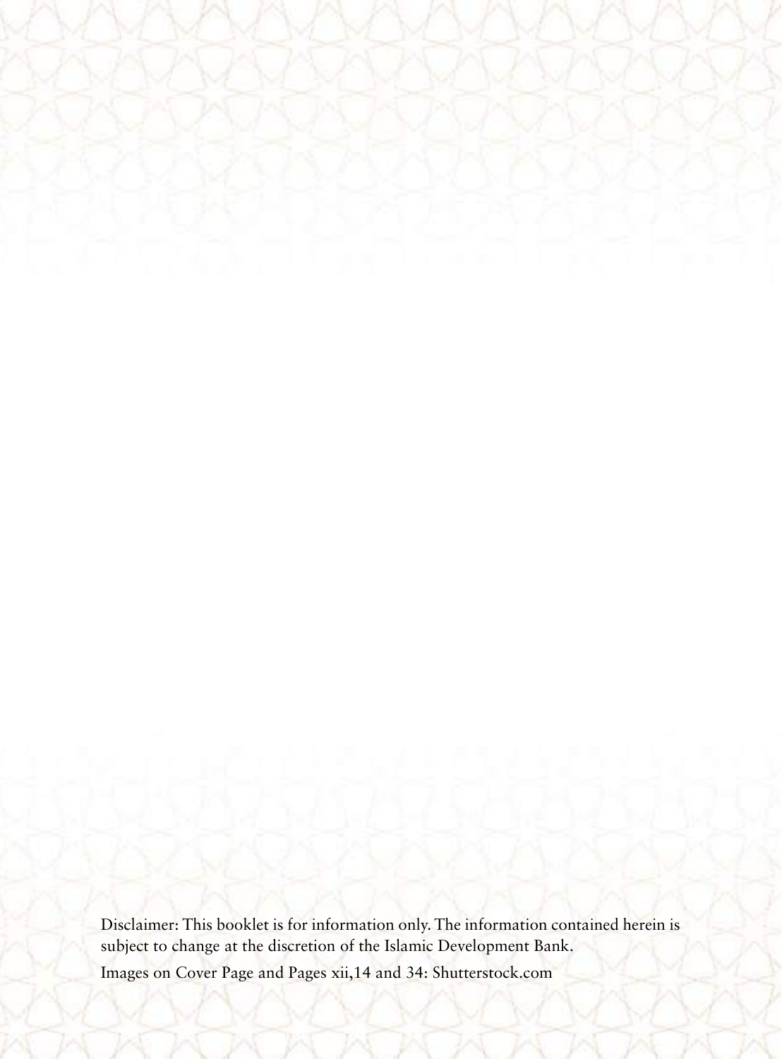Disclaimer: This booklet is for information only. The information contained herein is subject to change at the discretion of the Islamic Development Bank.

Images on Cover Page and Pages xii,14 and 34: Shutterstock.com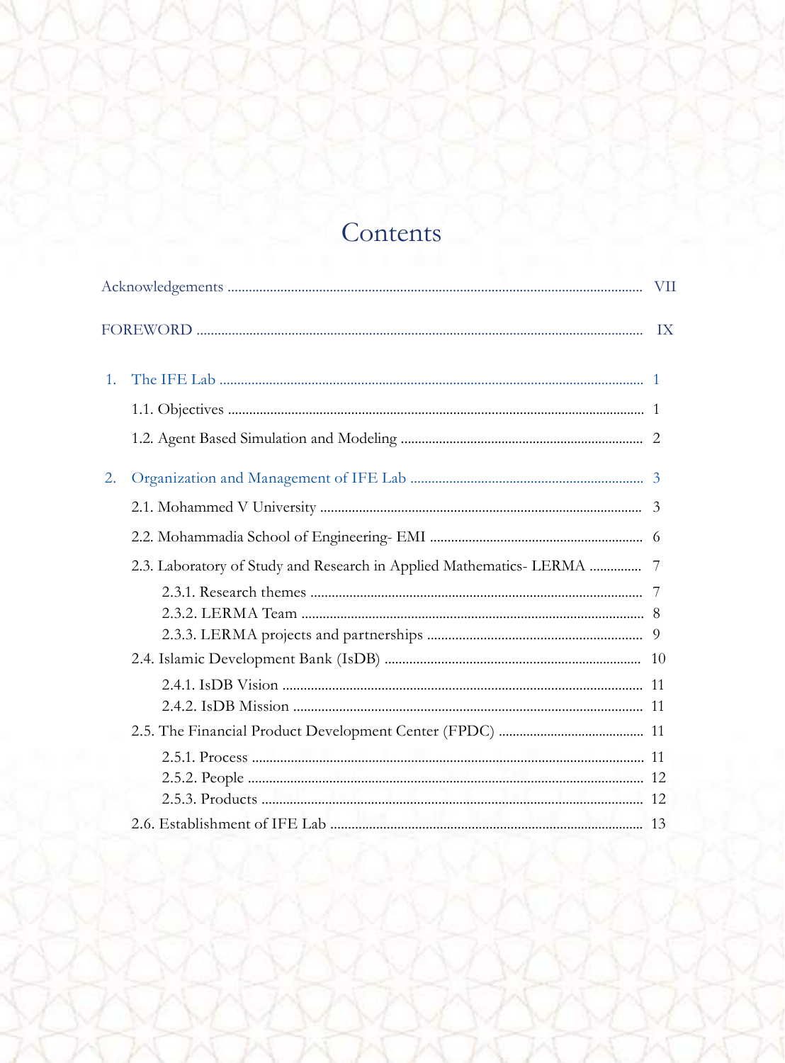# Contents

Acknowledgements ..................................................................................................... VII

FOREWORD ............................................................................................................. IX

1. The IFE Lab ........................................................................................................ 1
   - 1.1. Objectives ...................................................................................................... 1
   - 1.2. Agent Based Simulation and Modeling .................................................... 2

2. Organization and Management of IFE Lab ................................................. 3
   - 2.1. Mohammed V University ........................................................................... 3
   - 2.2. Mohammadia School of Engineering- EMI ............................................ 6
   - 2.3. Laboratory of Study and Research in Applied Mathematics- LERMA .............. 7
     - 2.3.1. Research themes .............................................................................. 7
     - 2.3.2. LERMA Team ................................................................................. 8
     - 2.3.3. LERMA projects and partnerships ............................................ 9
   - 2.4. Islamic Development Bank (IsDB) ......................................................... 10
     - 2.4.1. IsDB Vision ..................................................................................... 11
     - 2.4.2. IsDB Mission .................................................................................. 11
   - 2.5. The Financial Product Development Center (FPDC) ......................... 11
     - 2.5.1. Process .............................................................................................. 11
     - 2.5.2. People ............................................................................................... 12
     - 2.5.3. Products ............................................................................................ 12
   - 2.6. Establishment of IFE Lab ........................................................................ 13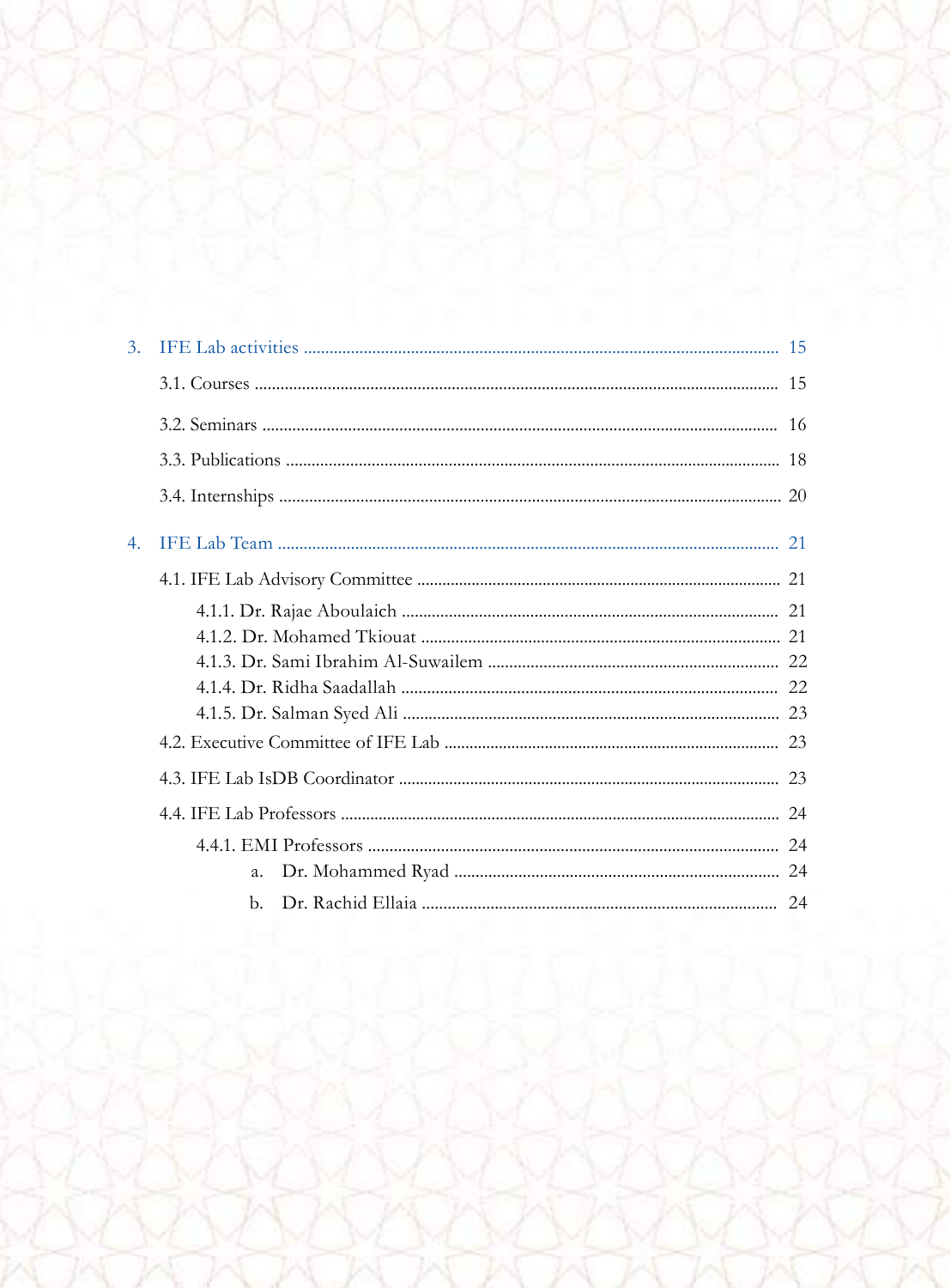3. IFE Lab activities ........................................................................................................ 15

    3.1. Courses ........................................................................................................ 15

    3.2. Seminars ........................................................................................................ 16

    3.3. Publications ........................................................................................................ 18

    3.4. Internships ........................................................................................................ 20

4. IFE Lab Team ........................................................................................................ 21

    4.1. IFE Lab Advisory Committee ........................................................................................................ 21

        4.1.1. Dr. Rajae Aboulaich ........................................................................................................ 21
        4.1.2. Dr. Mohamed Tkiouat ........................................................................................................ 21
        4.1.3. Dr. Sami Ibrahim Al-Suwailem ........................................................................................................ 22
        4.1.4. Dr. Ridha Saadallah ........................................................................................................ 22
        4.1.5. Dr. Salman Syed Ali ........................................................................................................ 23

    4.2. Executive Committee of IFE Lab ........................................................................................................ 23

    4.3. IFE Lab IsDB Coordinator ........................................................................................................ 23

    4.4. IFE Lab Professors ........................................................................................................ 24

        4.4.1. EMI Professors ........................................................................................................ 24

            a. Dr. Mohammed Ryad ........................................................................................................ 24

            b. Dr. Rachid Ellaia ........................................................................................................ 24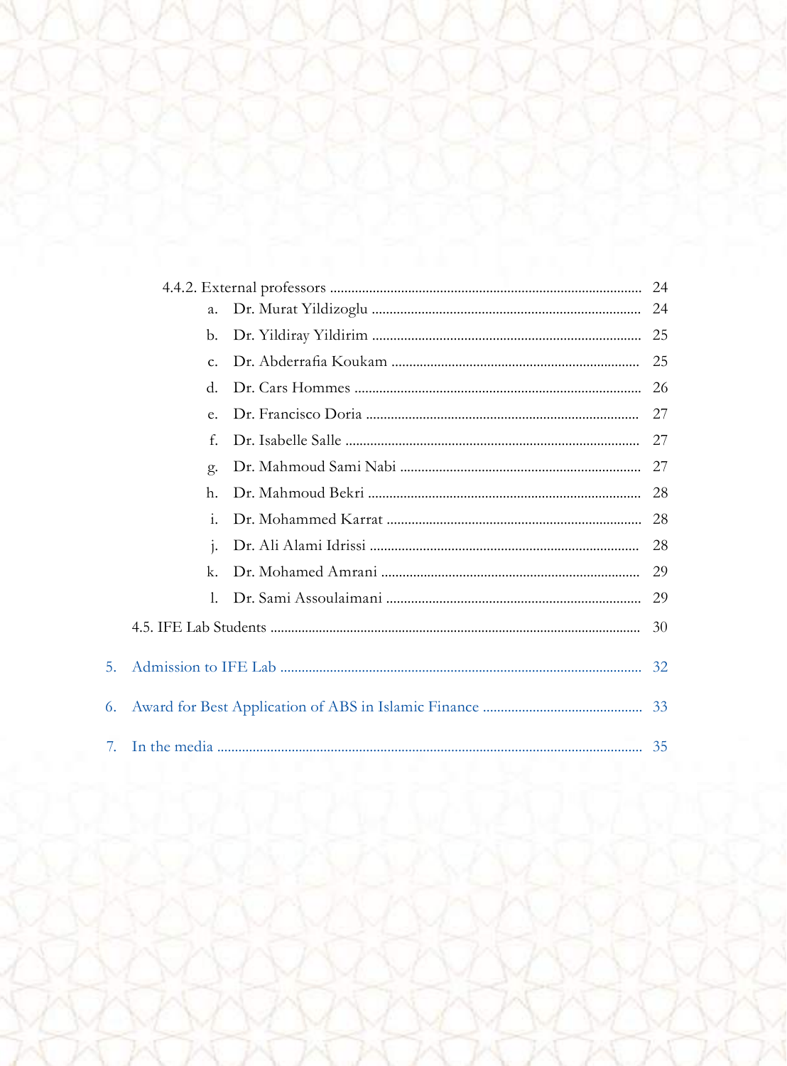4.4.2. External professors ........................................................................................ 24

a. Dr. Murat Yildizoglu ........................................................................... 24
b. Dr. Yildiray Yildirim ........................................................................... 25
c. Dr. Abderrafia Koukam ..................................................................... 25
d. Dr. Cars Hommes ................................................................................ 26
e. Dr. Francisco Doria ............................................................................ 27
f. Dr. Isabelle Salle .................................................................................. 27
g. Dr. Mahmoud Sami Nabi ................................................................... 27
h. Dr. Mahmoud Bekri ............................................................................ 28
i. Dr. Mohammed Karrat ....................................................................... 28
j. Dr. Ali Alami Idrissi ........................................................................... 28
k. Dr. Mohamed Amrani ........................................................................ 29
l. Dr. Sami Assoulaimani ....................................................................... 29

4.5. IFE Lab Students ......................................................................................... 30

5. Admission to IFE Lab ..................................................................................... 32

6. Award for Best Application of ABS in Islamic Finance ............................................ 33

7. In the media ....................................................................................................... 35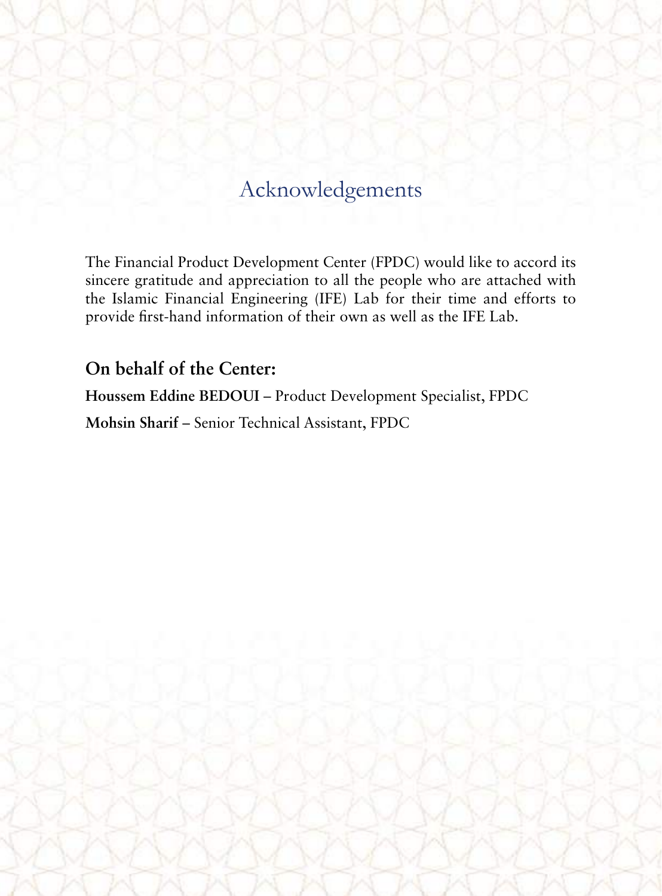# Acknowledgements

The Financial Product Development Center (FPDC) would like to accord its sincere gratitude and appreciation to all the people who are attached with the Islamic Financial Engineering (IFE) Lab for their time and efforts to provide first-hand information of their own as well as the IFE Lab.

**On behalf of the Center:**

**Houssem Eddine BEDOUI –** Product Development Specialist, FPDC

**Mohsin Sharif –** Senior Technical Assistant, FPDC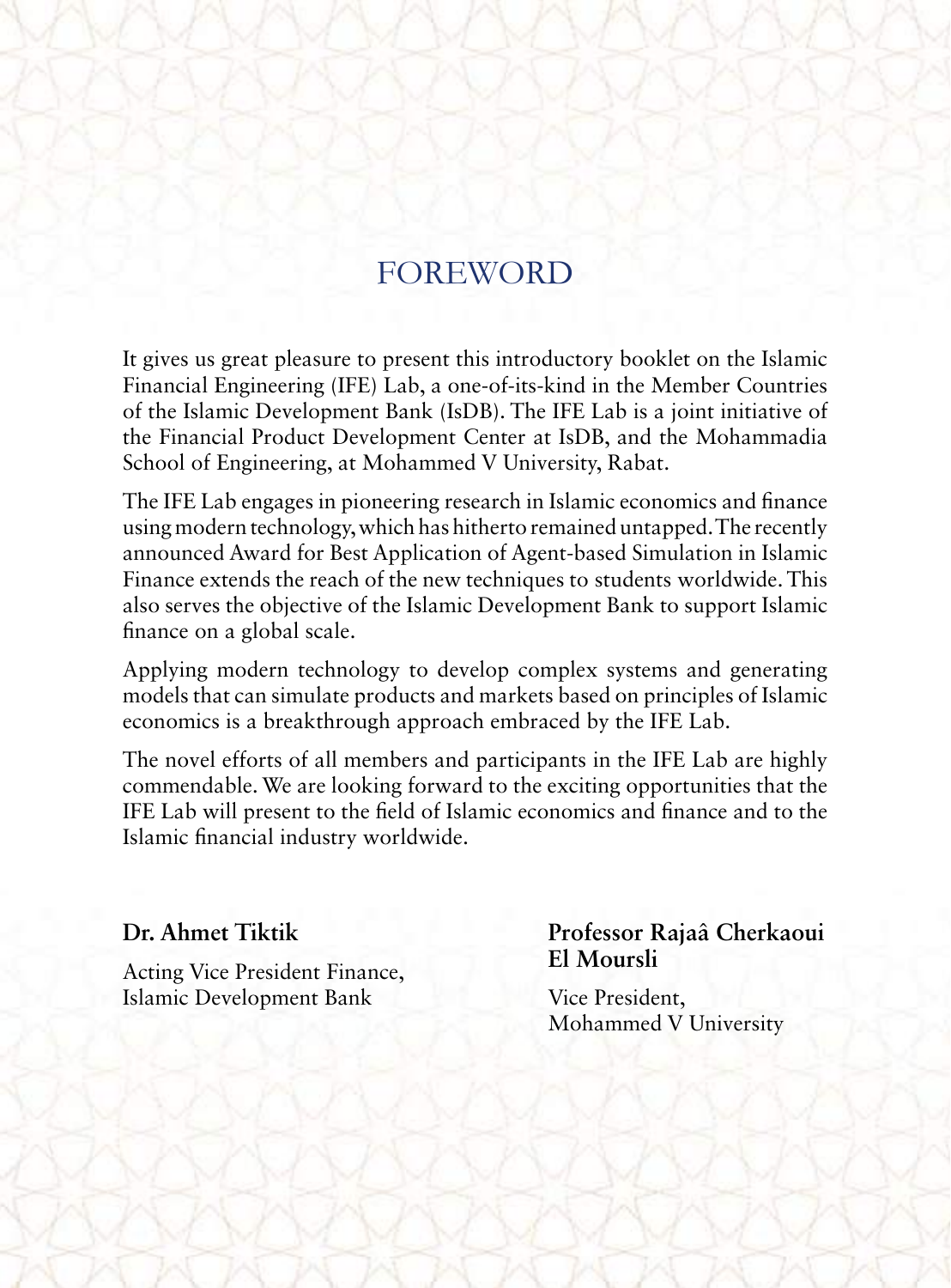# FOREWORD

It gives us great pleasure to present this introductory booklet on the Islamic Financial Engineering (IFE) Lab, a one-of-its-kind in the Member Countries of the Islamic Development Bank (IsDB). The IFE Lab is a joint initiative of the Financial Product Development Center at IsDB, and the Mohammadia School of Engineering, at Mohammed V University, Rabat.

The IFE Lab engages in pioneering research in Islamic economics and finance using modern technology, which has hitherto remained untapped. The recently announced Award for Best Application of Agent-based Simulation in Islamic Finance extends the reach of the new techniques to students worldwide. This also serves the objective of the Islamic Development Bank to support Islamic finance on a global scale.

Applying modern technology to develop complex systems and generating models that can simulate products and markets based on principles of Islamic economics is a breakthrough approach embraced by the IFE Lab.

The novel efforts of all members and participants in the IFE Lab are highly commendable. We are looking forward to the exciting opportunities that the IFE Lab will present to the field of Islamic economics and finance and to the Islamic financial industry worldwide.

**Dr. Ahmet Tiktik**

Acting Vice President Finance,
Islamic Development Bank

**Professor Rajaâ Cherkaoui El Moursli**

Vice President,
Mohammed V University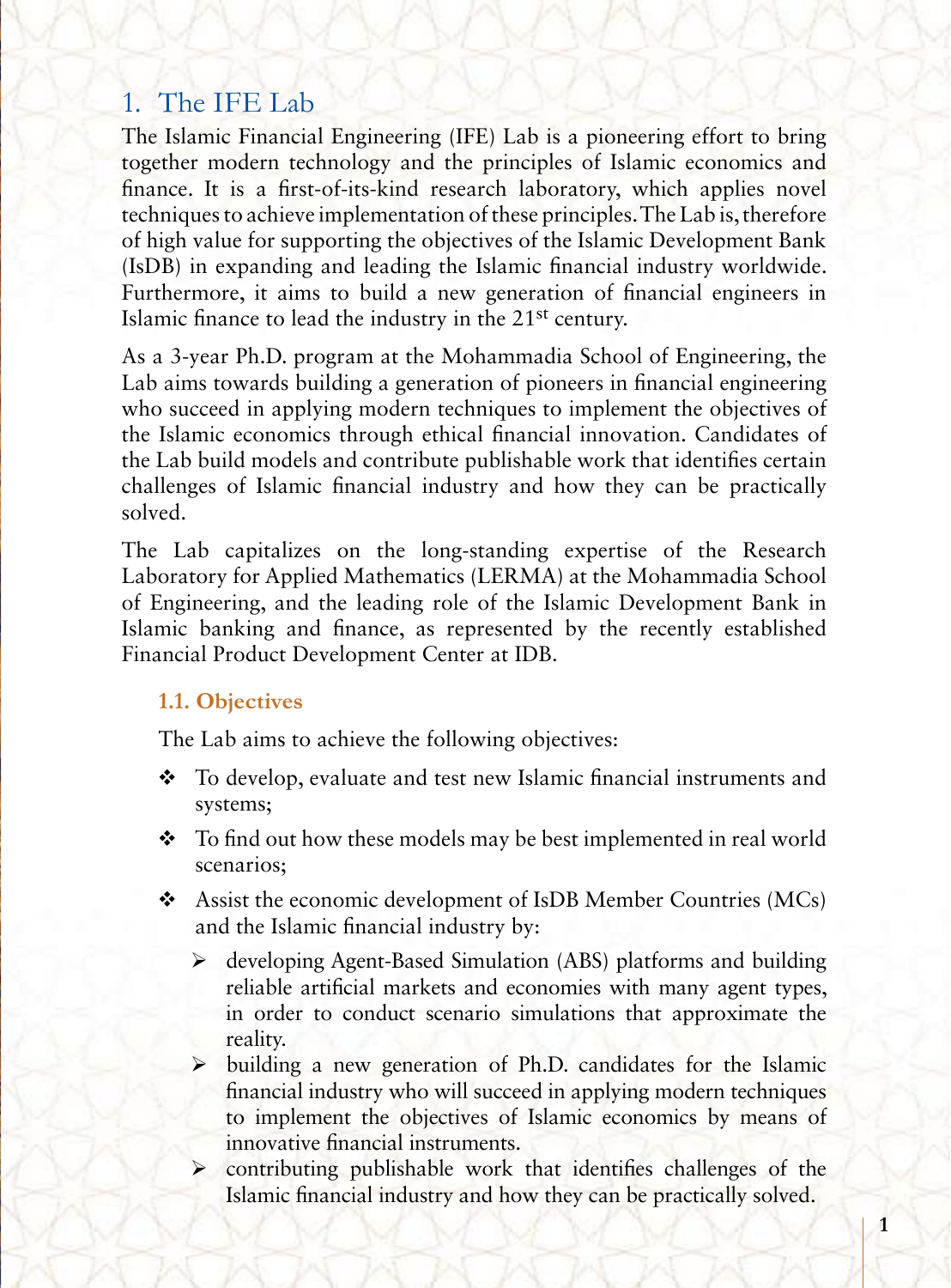# 1. The IFE Lab

The Islamic Financial Engineering (IFE) Lab is a pioneering effort to bring together modern technology and the principles of Islamic economics and finance. It is a first-of-its-kind research laboratory, which applies novel techniques to achieve implementation of these principles. The Lab is, therefore of high value for supporting the objectives of the Islamic Development Bank (IsDB) in expanding and leading the Islamic financial industry worldwide. Furthermore, it aims to build a new generation of financial engineers in Islamic finance to lead the industry in the 21st century.

As a 3-year Ph.D. program at the Mohammadia School of Engineering, the Lab aims towards building a generation of pioneers in financial engineering who succeed in applying modern techniques to implement the objectives of the Islamic economics through ethical financial innovation. Candidates of the Lab build models and contribute publishable work that identifies certain challenges of Islamic financial industry and how they can be practically solved.

The Lab capitalizes on the long-standing expertise of the Research Laboratory for Applied Mathematics (LERMA) at the Mohammadia School of Engineering, and the leading role of the Islamic Development Bank in Islamic banking and finance, as represented by the recently established Financial Product Development Center at IDB.

## 1.1. Objectives

The Lab aims to achieve the following objectives:

- To develop, evaluate and test new Islamic financial instruments and systems;
- To find out how these models may be best implemented in real world scenarios;
- Assist the economic development of IsDB Member Countries (MCs) and the Islamic financial industry by:
  - developing Agent-Based Simulation (ABS) platforms and building reliable artificial markets and economies with many agent types, in order to conduct scenario simulations that approximate the reality.
  - building a new generation of Ph.D. candidates for the Islamic financial industry who will succeed in applying modern techniques to implement the objectives of Islamic economics by means of innovative financial instruments.
  - contributing publishable work that identifies challenges of the Islamic financial industry and how they can be practically solved.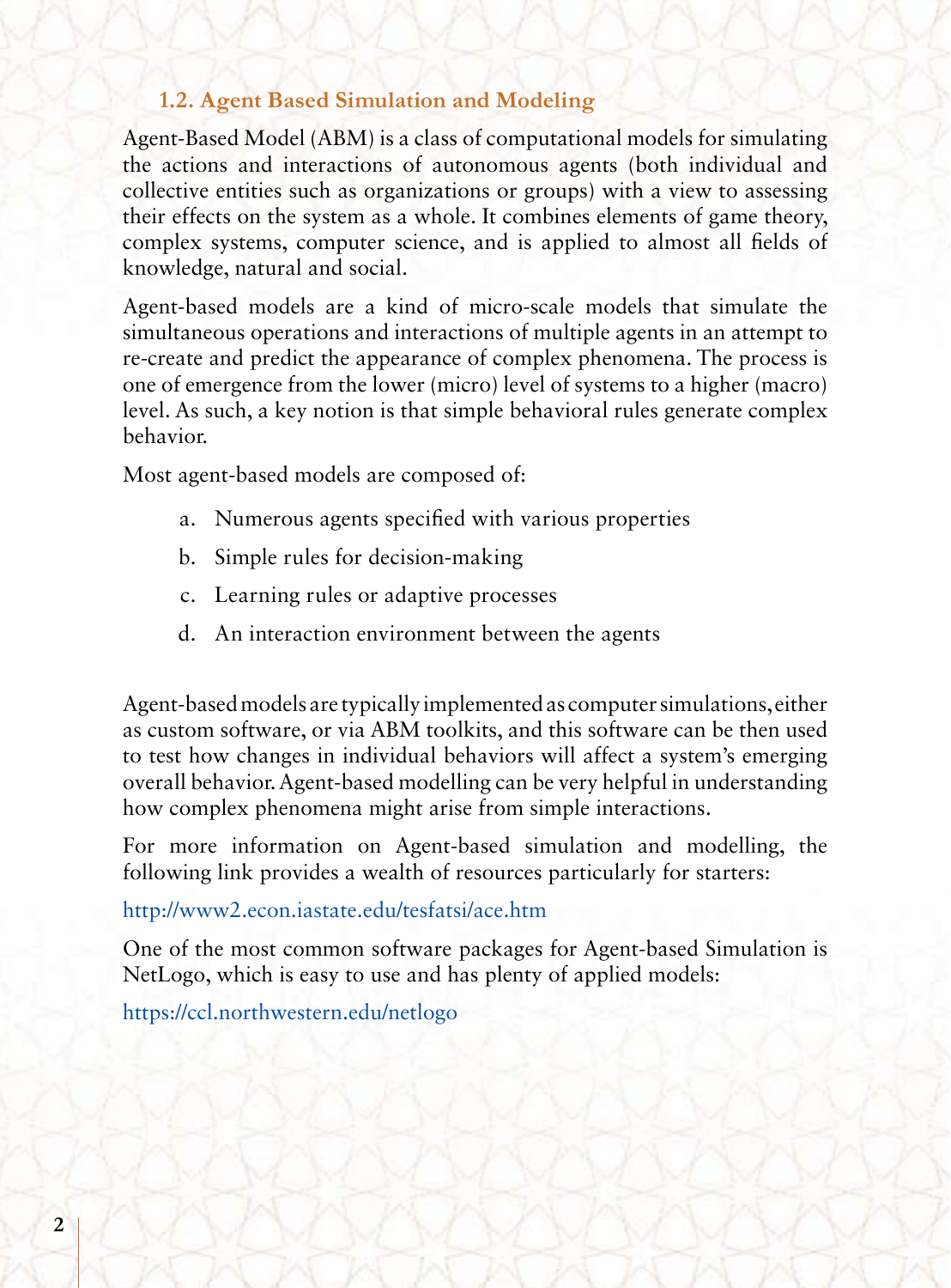### 1.2. Agent Based Simulation and Modeling

Agent-Based Model (ABM) is a class of computational models for simulating the actions and interactions of autonomous agents (both individual and collective entities such as organizations or groups) with a view to assessing their effects on the system as a whole. It combines elements of game theory, complex systems, computer science, and is applied to almost all fields of knowledge, natural and social.

Agent-based models are a kind of micro-scale models that simulate the simultaneous operations and interactions of multiple agents in an attempt to re-create and predict the appearance of complex phenomena. The process is one of emergence from the lower (micro) level of systems to a higher (macro) level. As such, a key notion is that simple behavioral rules generate complex behavior.

Most agent-based models are composed of:

a. Numerous agents specified with various properties
b. Simple rules for decision-making
c. Learning rules or adaptive processes
d. An interaction environment between the agents

Agent-based models are typically implemented as computer simulations, either as custom software, or via ABM toolkits, and this software can be then used to test how changes in individual behaviors will affect a system's emerging overall behavior. Agent-based modelling can be very helpful in understanding how complex phenomena might arise from simple interactions.

For more information on Agent-based simulation and modelling, the following link provides a wealth of resources particularly for starters:

http://www2.econ.iastate.edu/tesfatsi/ace.htm

One of the most common software packages for Agent-based Simulation is NetLogo, which is easy to use and has plenty of applied models:

https://ccl.northwestern.edu/netlogo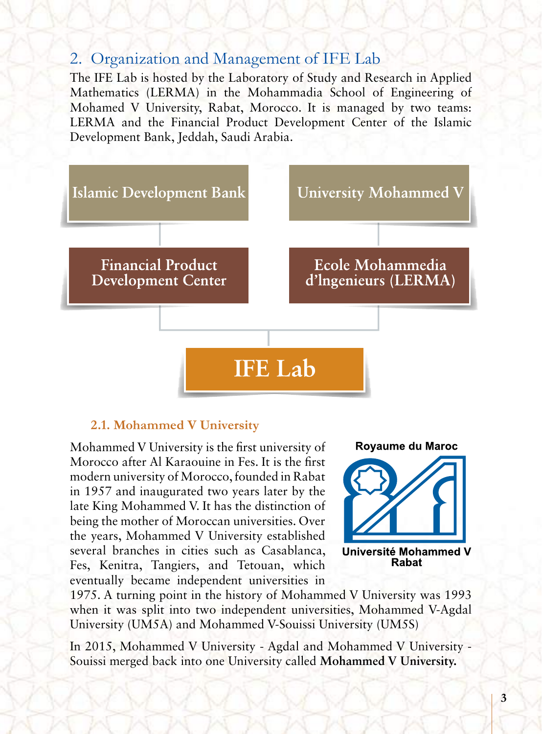## 2. Organization and Management of IFE Lab

The IFE Lab is hosted by the Laboratory of Study and Research in Applied Mathematics (LERMA) in the Mohammadia School of Engineering of Mohamed V University, Rabat, Morocco. It is managed by two teams: LERMA and the Financial Product Development Center of the Islamic Development Bank, Jeddah, Saudi Arabia.

Islamic Development Bank

University Mohammed V

Financial Product Development Center

Ecole Mohammedia d'lngenieurs (LERMA)

IFE Lab

### 2.1. Mohammed V University

Mohammed V University is the first university of Morocco after Al Karaouine in Fes. It is the first modern university of Morocco, founded in Rabat in 1957 and inaugurated two years later by the late King Mohammed V. It has the distinction of being the mother of Moroccan universities. Over the years, Mohammed V University established several branches in cities such as Casablanca, Fes, Kenitra, Tangiers, and Tetouan, which eventually became independent universities in 1975. A turning point in the history of Mohammed V University was 1993 when it was split into two independent universities, Mohammed V-Agdal University (UM5A) and Mohammed V-Souissi University (UM5S)

Royaume du Maroc

Université Mohammed V Rabat

In 2015, Mohammed V University - Agdal and Mohammed V University - Souissi merged back into one University called **Mohammed V University.**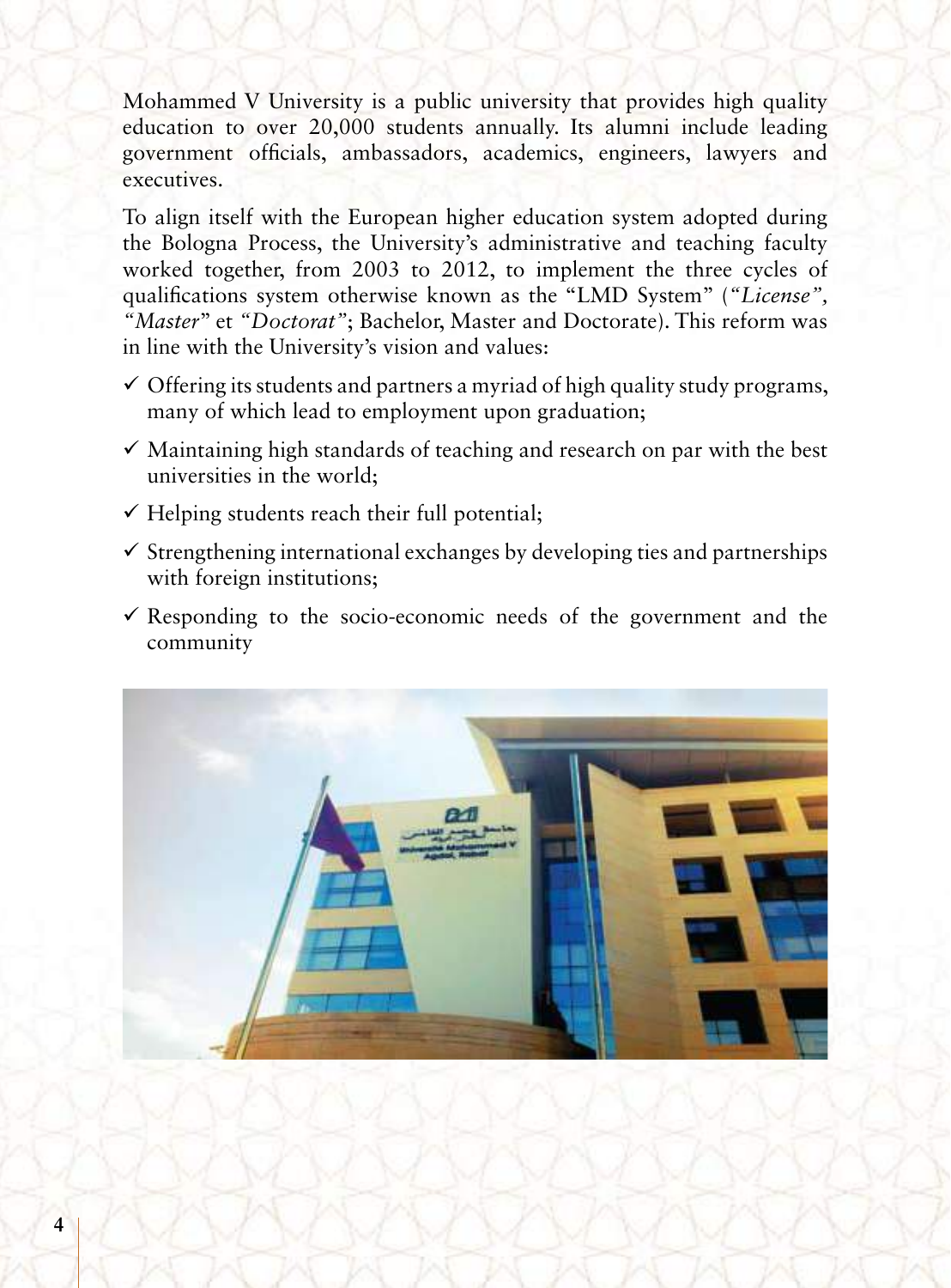Mohammed V University is a public university that provides high quality education to over 20,000 students annually. Its alumni include leading government officials, ambassadors, academics, engineers, lawyers and executives.

To align itself with the European higher education system adopted during the Bologna Process, the University's administrative and teaching faculty worked together, from 2003 to 2012, to implement the three cycles of qualifications system otherwise known as the "LMD System" (*"License"*, *"Master"* et *"Doctorat"*; Bachelor, Master and Doctorate). This reform was in line with the University's vision and values:

- ✓ Offering its students and partners a myriad of high quality study programs, many of which lead to employment upon graduation;
- ✓ Maintaining high standards of teaching and research on par with the best universities in the world;
- ✓ Helping students reach their full potential;
- ✓ Strengthening international exchanges by developing ties and partnerships with foreign institutions;
- ✓ Responding to the socio-economic needs of the government and the community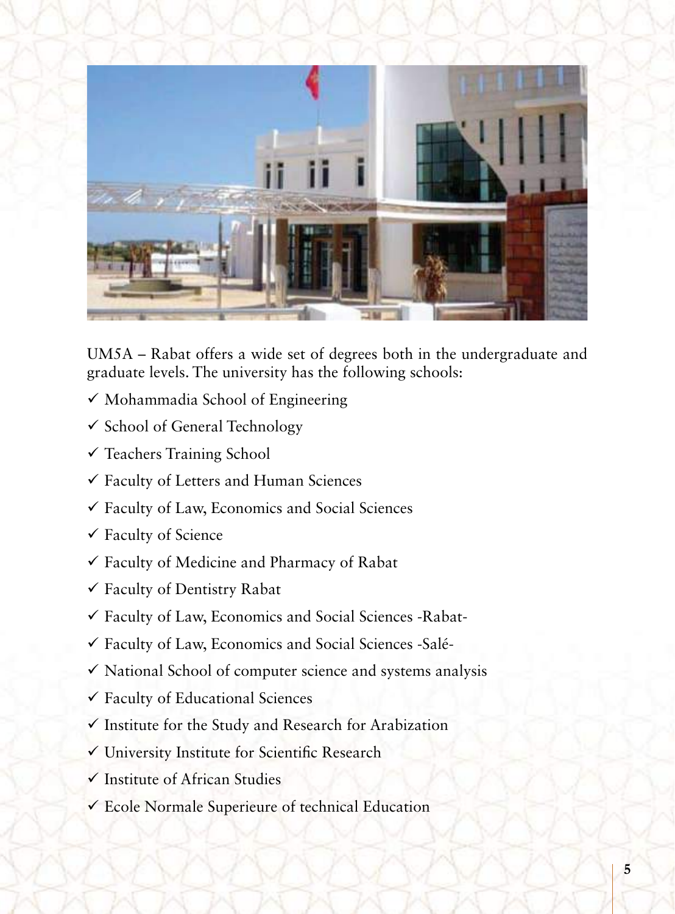UM5A – Rabat offers a wide set of degrees both in the undergraduate and graduate levels. The university has the following schools:

- ✓ Mohammadia School of Engineering
- ✓ School of General Technology
- ✓ Teachers Training School
- ✓ Faculty of Letters and Human Sciences
- ✓ Faculty of Law, Economics and Social Sciences
- ✓ Faculty of Science
- ✓ Faculty of Medicine and Pharmacy of Rabat
- ✓ Faculty of Dentistry Rabat
- ✓ Faculty of Law, Economics and Social Sciences -Rabat-
- ✓ Faculty of Law, Economics and Social Sciences -Salé-
- ✓ National School of computer science and systems analysis
- ✓ Faculty of Educational Sciences
- ✓ Institute for the Study and Research for Arabization
- ✓ University Institute for Scientific Research
- ✓ Institute of African Studies
- ✓ Ecole Normale Superieure of technical Education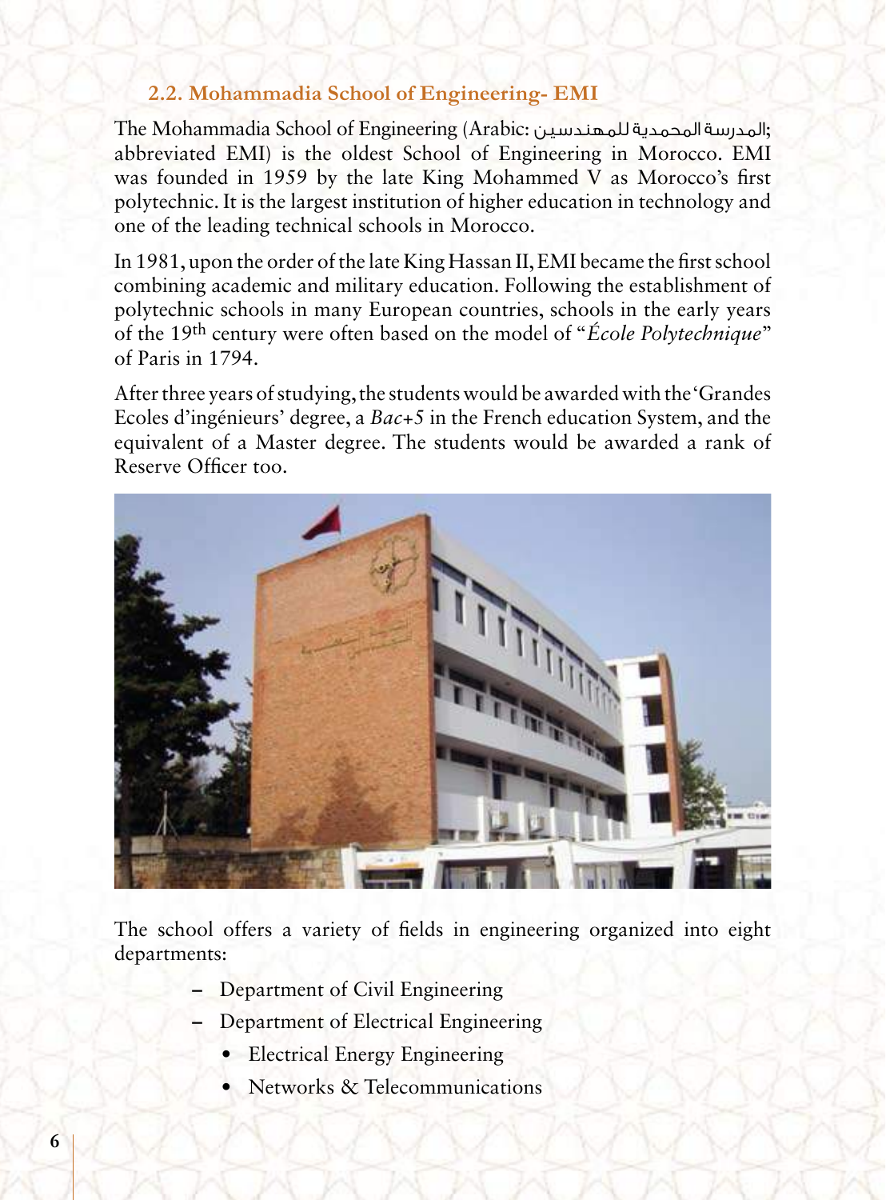## 2.2. Mohammadia School of Engineering- EMI

The Mohammadia School of Engineering (Arabic: المدرسة المحمدية للمهندسين; abbreviated EMI) is the oldest School of Engineering in Morocco. EMI was founded in 1959 by the late King Mohammed V as Morocco's first polytechnic. It is the largest institution of higher education in technology and one of the leading technical schools in Morocco.

In 1981, upon the order of the late King Hassan II, EMI became the first school combining academic and military education. Following the establishment of polytechnic schools in many European countries, schools in the early years of the 19th century were often based on the model of "*École Polytechnique*" of Paris in 1794.

After three years of studying, the students would be awarded with the 'Grandes Ecoles d'ingénieurs' degree, a *Bac*+5 in the French education System, and the equivalent of a Master degree. The students would be awarded a rank of Reserve Officer too.

The school offers a variety of fields in engineering organized into eight departments:

- Department of Civil Engineering
- Department of Electrical Engineering
  - Electrical Energy Engineering
  - Networks & Telecommunications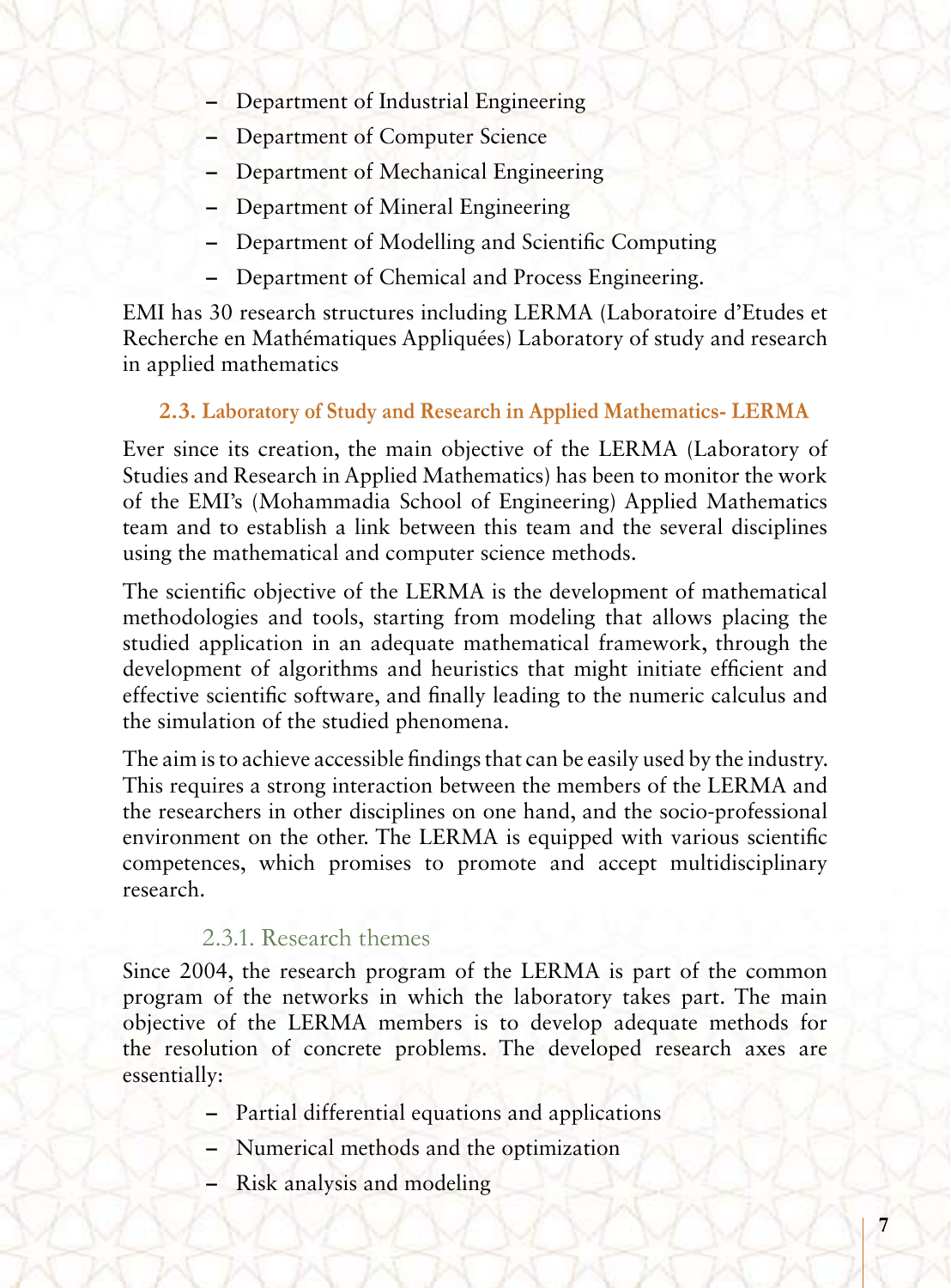- Department of Industrial Engineering
- Department of Computer Science
- Department of Mechanical Engineering
- Department of Mineral Engineering
- Department of Modelling and Scientific Computing
- Department of Chemical and Process Engineering.

EMI has 30 research structures including LERMA (Laboratoire d'Etudes et Recherche en Mathématiques Appliquées) Laboratory of study and research in applied mathematics

### 2.3. Laboratory of Study and Research in Applied Mathematics- LERMA

Ever since its creation, the main objective of the LERMA (Laboratory of Studies and Research in Applied Mathematics) has been to monitor the work of the EMI's (Mohammadia School of Engineering) Applied Mathematics team and to establish a link between this team and the several disciplines using the mathematical and computer science methods.

The scientific objective of the LERMA is the development of mathematical methodologies and tools, starting from modeling that allows placing the studied application in an adequate mathematical framework, through the development of algorithms and heuristics that might initiate efficient and effective scientific software, and finally leading to the numeric calculus and the simulation of the studied phenomena.

The aim is to achieve accessible findings that can be easily used by the industry. This requires a strong interaction between the members of the LERMA and the researchers in other disciplines on one hand, and the socio-professional environment on the other. The LERMA is equipped with various scientific competences, which promises to promote and accept multidisciplinary research.

#### 2.3.1. Research themes

Since 2004, the research program of the LERMA is part of the common program of the networks in which the laboratory takes part. The main objective of the LERMA members is to develop adequate methods for the resolution of concrete problems. The developed research axes are essentially:

- Partial differential equations and applications
- Numerical methods and the optimization
- Risk analysis and modeling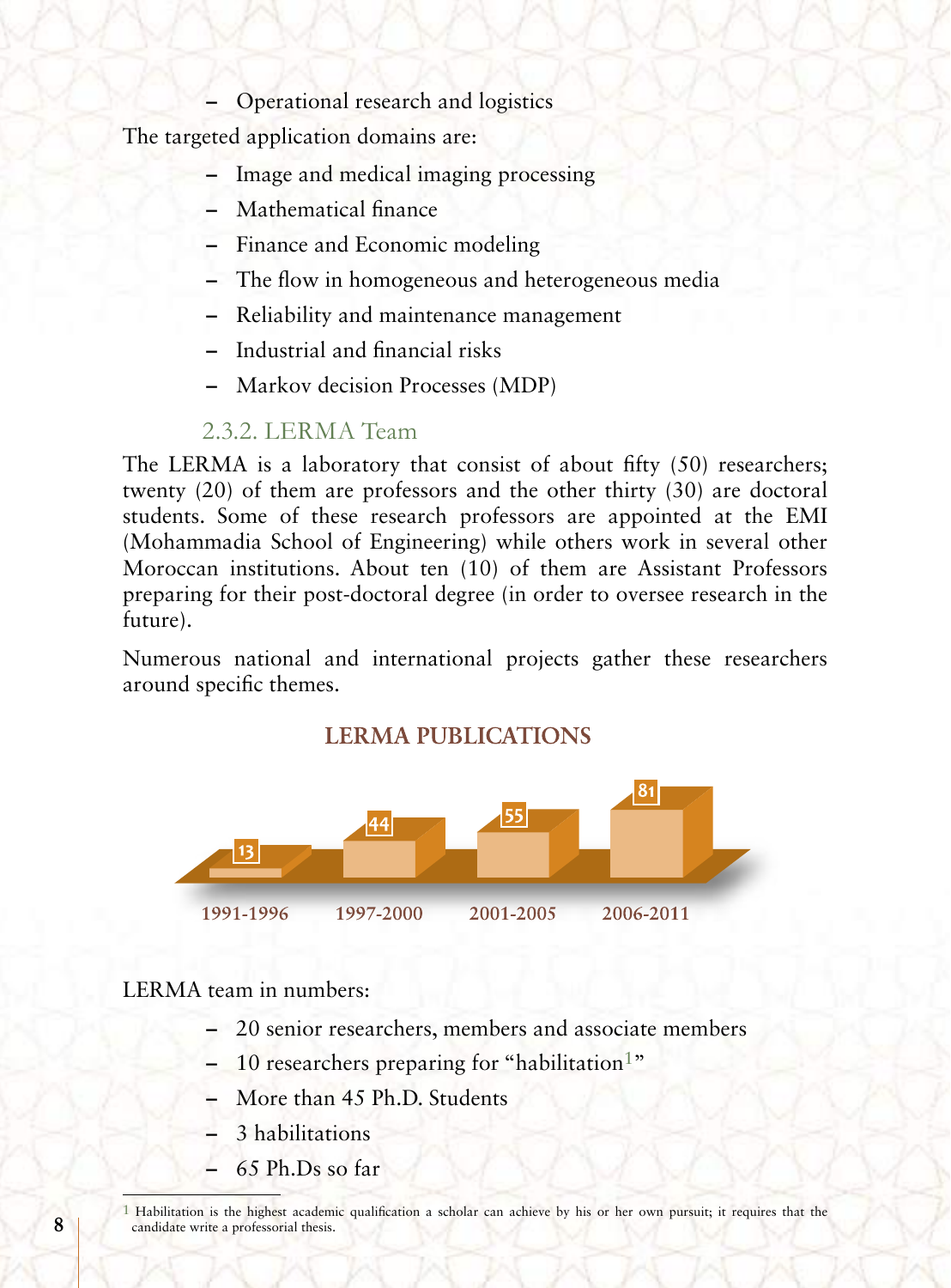- Operational research and logistics

The targeted application domains are:

- Image and medical imaging processing
- Mathematical finance
- Finance and Economic modeling
- The flow in homogeneous and heterogeneous media
- Reliability and maintenance management
- Industrial and financial risks
- Markov decision Processes (MDP)

### 2.3.2. LERMA Team

The LERMA is a laboratory that consist of about fifty (50) researchers; twenty (20) of them are professors and the other thirty (30) are doctoral students. Some of these research professors are appointed at the EMI (Mohammadia School of Engineering) while others work in several other Moroccan institutions. About ten (10) of them are Assistant Professors preparing for their post-doctoral degree (in order to oversee research in the future).

Numerous national and international projects gather these researchers around specific themes.

**LERMA PUBLICATIONS**

| 1991-1996 | 1997-2000 | 2001-2005 | 2006-2011 |
|---|---|---|---|
| 13 | 44 | 55 | 81 |

LERMA team in numbers:

- 20 senior researchers, members and associate members
- 10 researchers preparing for "habilitation[1]"
- More than 45 Ph.D. Students
- 3 habilitations
- 65 Ph.Ds so far

[1] Habilitation is the highest academic qualification a scholar can achieve by his or her own pursuit; it requires that the candidate write a professorial thesis.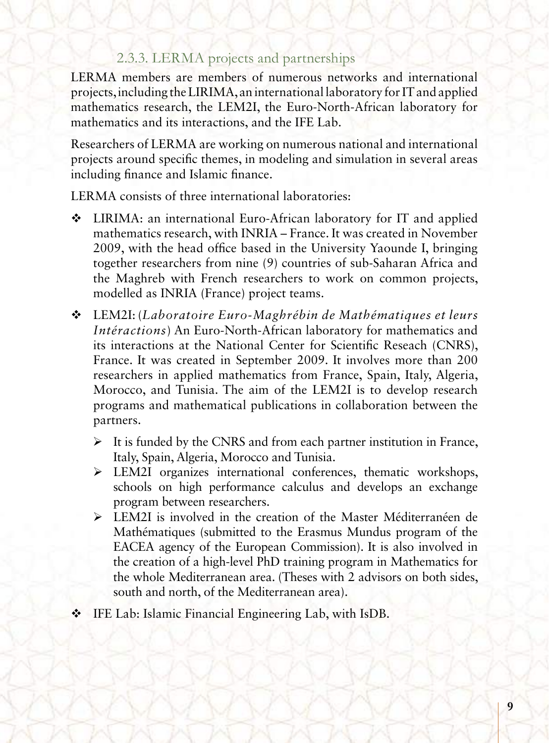### 2.3.3. LERMA projects and partnerships

LERMA members are members of numerous networks and international projects, including the LIRIMA, an international laboratory for IT and applied mathematics research, the LEM2I, the Euro-North-African laboratory for mathematics and its interactions, and the IFE Lab.

Researchers of LERMA are working on numerous national and international projects around specific themes, in modeling and simulation in several areas including finance and Islamic finance.

LERMA consists of three international laboratories:

- LIRIMA: an international Euro-African laboratory for IT and applied mathematics research, with INRIA – France. It was created in November 2009, with the head office based in the University Yaounde I, bringing together researchers from nine (9) countries of sub-Saharan Africa and the Maghreb with French researchers to work on common projects, modelled as INRIA (France) project teams.
- LEM2I: (*Laboratoire Euro-Maghrébin de Mathématiques et leurs Intéractions*) An Euro-North-African laboratory for mathematics and its interactions at the National Center for Scientific Reseach (CNRS), France. It was created in September 2009. It involves more than 200 researchers in applied mathematics from France, Spain, Italy, Algeria, Morocco, and Tunisia. The aim of the LEM2I is to develop research programs and mathematical publications in collaboration between the partners.
  - It is funded by the CNRS and from each partner institution in France, Italy, Spain, Algeria, Morocco and Tunisia.
  - LEM2I organizes international conferences, thematic workshops, schools on high performance calculus and develops an exchange program between researchers.
  - LEM2I is involved in the creation of the Master Méditerranéen de Mathématiques (submitted to the Erasmus Mundus program of the EACEA agency of the European Commission). It is also involved in the creation of a high-level PhD training program in Mathematics for the whole Mediterranean area. (Theses with 2 advisors on both sides, south and north, of the Mediterranean area).
- IFE Lab: Islamic Financial Engineering Lab, with IsDB.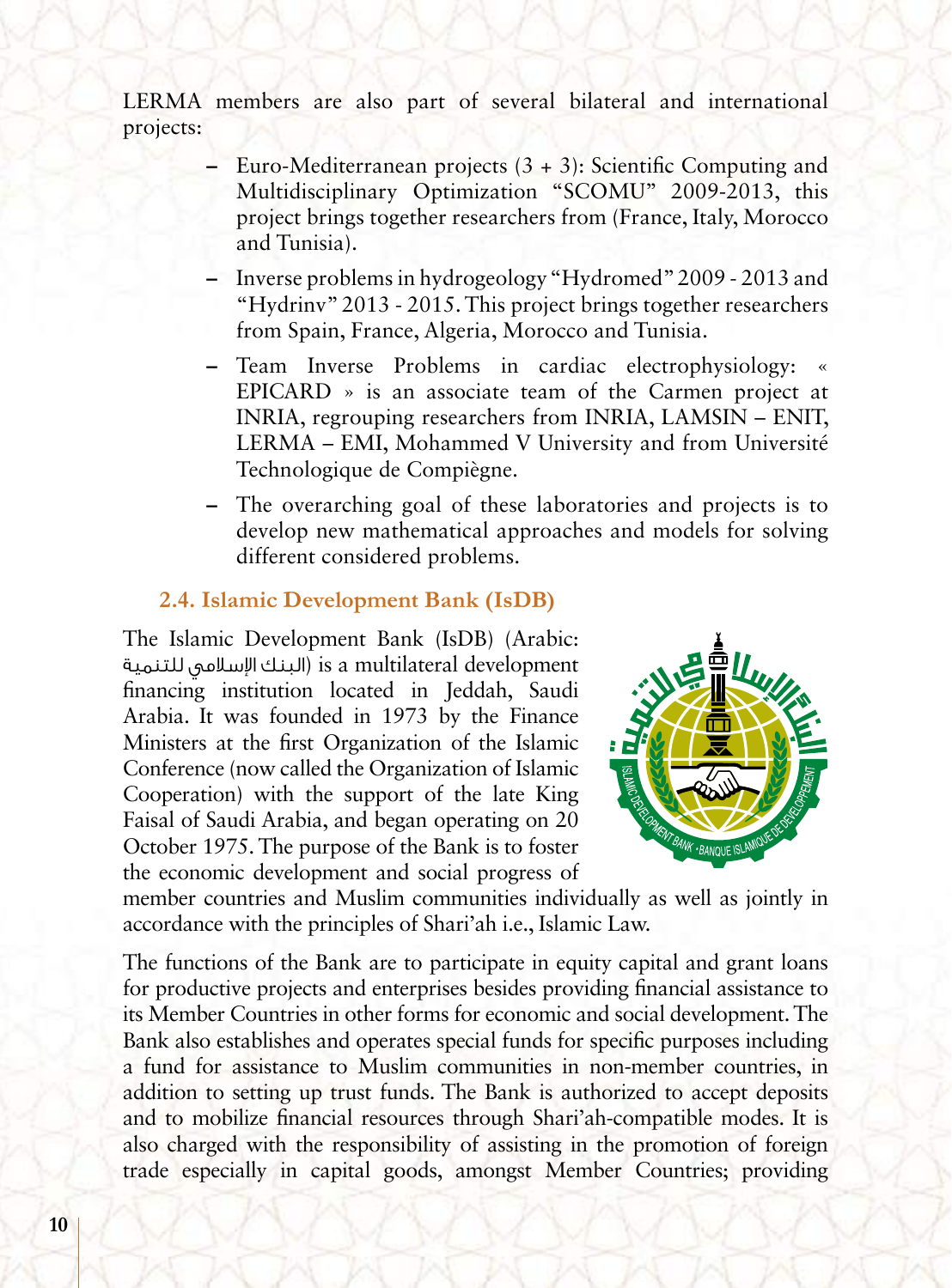LERMA members are also part of several bilateral and international projects:

- Euro-Mediterranean projects (3 + 3): Scientific Computing and Multidisciplinary Optimization "SCOMU" 2009-2013, this project brings together researchers from (France, Italy, Morocco and Tunisia).
- Inverse problems in hydrogeology "Hydromed" 2009 - 2013 and "Hydrinv" 2013 - 2015. This project brings together researchers from Spain, France, Algeria, Morocco and Tunisia.
- Team Inverse Problems in cardiac electrophysiology: « EPICARD » is an associate team of the Carmen project at INRIA, regrouping researchers from INRIA, LAMSIN – ENIT, LERMA – EMI, Mohammed V University and from Université Technologique de Compiègne.
- The overarching goal of these laboratories and projects is to develop new mathematical approaches and models for solving different considered problems.

### 2.4. Islamic Development Bank (IsDB)

The Islamic Development Bank (IsDB) (Arabic: البنك الإسلامي للتنمية) is a multilateral development financing institution located in Jeddah, Saudi Arabia. It was founded in 1973 by the Finance Ministers at the first Organization of the Islamic Conference (now called the Organization of Islamic Cooperation) with the support of the late King Faisal of Saudi Arabia, and began operating on 20 October 1975. The purpose of the Bank is to foster the economic development and social progress of member countries and Muslim communities individually as well as jointly in accordance with the principles of Shari'ah i.e., Islamic Law.

The functions of the Bank are to participate in equity capital and grant loans for productive projects and enterprises besides providing financial assistance to its Member Countries in other forms for economic and social development. The Bank also establishes and operates special funds for specific purposes including a fund for assistance to Muslim communities in non-member countries, in addition to setting up trust funds. The Bank is authorized to accept deposits and to mobilize financial resources through Shari'ah-compatible modes. It is also charged with the responsibility of assisting in the promotion of foreign trade especially in capital goods, amongst Member Countries; providing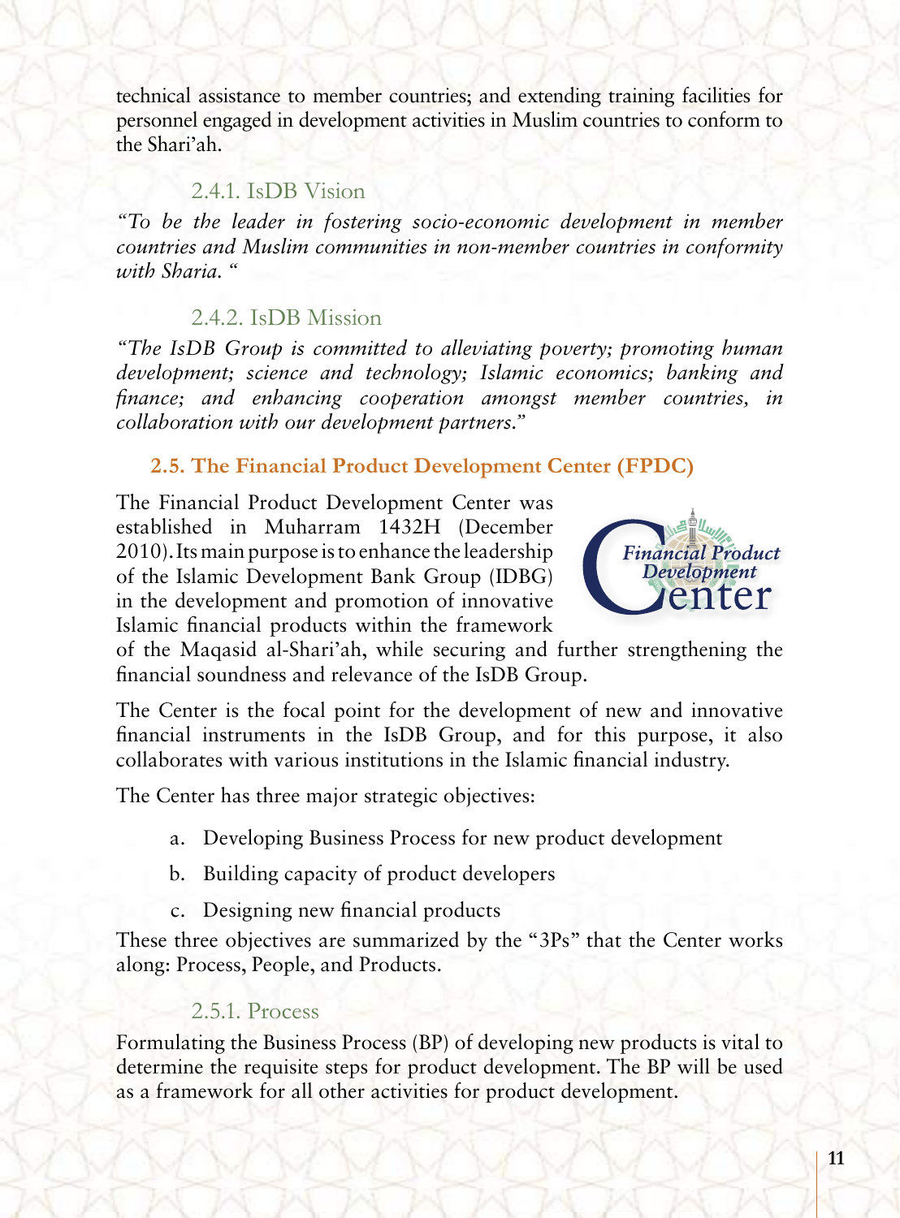technical assistance to member countries; and extending training facilities for personnel engaged in development activities in Muslim countries to conform to the Shari'ah.

#### 2.4.1. IsDB Vision

*"To be the leader in fostering socio-economic development in member countries and Muslim communities in non-member countries in conformity with Sharia. "*

#### 2.4.2. IsDB Mission

*"The IsDB Group is committed to alleviating poverty; promoting human development; science and technology; Islamic economics; banking and finance; and enhancing cooperation amongst member countries, in collaboration with our development partners."*

### 2.5. The Financial Product Development Center (FPDC)

The Financial Product Development Center was established in Muharram 1432H (December 2010). Its main purpose is to enhance the leadership of the Islamic Development Bank Group (IDBG) in the development and promotion of innovative Islamic financial products within the framework of the Maqasid al-Shari'ah, while securing and further strengthening the financial soundness and relevance of the IsDB Group.

The Center is the focal point for the development of new and innovative financial instruments in the IsDB Group, and for this purpose, it also collaborates with various institutions in the Islamic financial industry.

The Center has three major strategic objectives:

a. Developing Business Process for new product development

b. Building capacity of product developers

c. Designing new financial products

These three objectives are summarized by the "3Ps" that the Center works along: Process, People, and Products.

#### 2.5.1. Process

Formulating the Business Process (BP) of developing new products is vital to determine the requisite steps for product development. The BP will be used as a framework for all other activities for product development.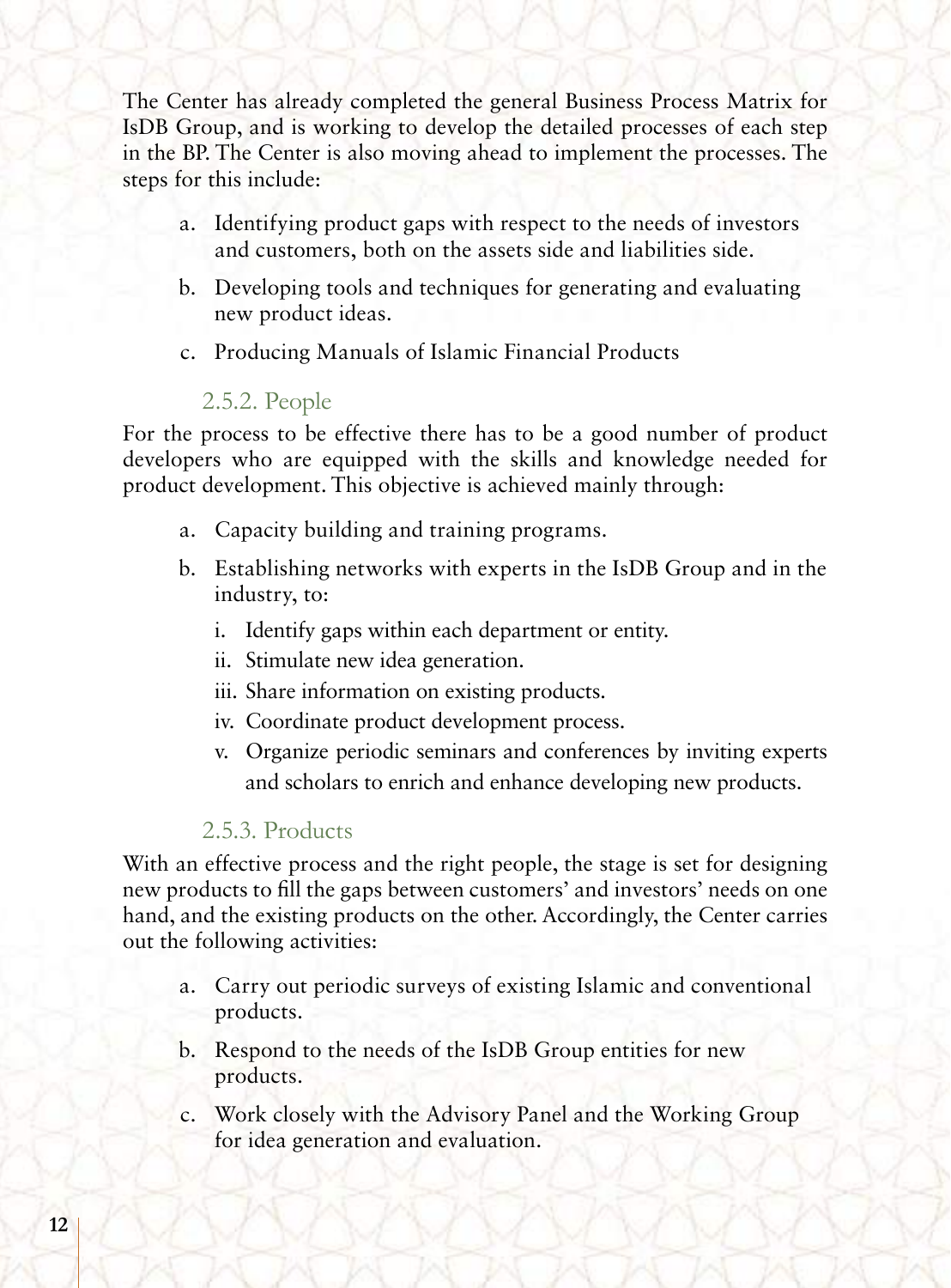The Center has already completed the general Business Process Matrix for IsDB Group, and is working to develop the detailed processes of each step in the BP. The Center is also moving ahead to implement the processes. The steps for this include:

a. Identifying product gaps with respect to the needs of investors and customers, both on the assets side and liabilities side.

b. Developing tools and techniques for generating and evaluating new product ideas.

c. Producing Manuals of Islamic Financial Products

### 2.5.2. People

For the process to be effective there has to be a good number of product developers who are equipped with the skills and knowledge needed for product development. This objective is achieved mainly through:

a. Capacity building and training programs.

b. Establishing networks with experts in the IsDB Group and in the industry, to:

   i. Identify gaps within each department or entity.

   ii. Stimulate new idea generation.

   iii. Share information on existing products.

   iv. Coordinate product development process.

   v. Organize periodic seminars and conferences by inviting experts and scholars to enrich and enhance developing new products.

### 2.5.3. Products

With an effective process and the right people, the stage is set for designing new products to fill the gaps between customers' and investors' needs on one hand, and the existing products on the other. Accordingly, the Center carries out the following activities:

a. Carry out periodic surveys of existing Islamic and conventional products.

b. Respond to the needs of the IsDB Group entities for new products.

c. Work closely with the Advisory Panel and the Working Group for idea generation and evaluation.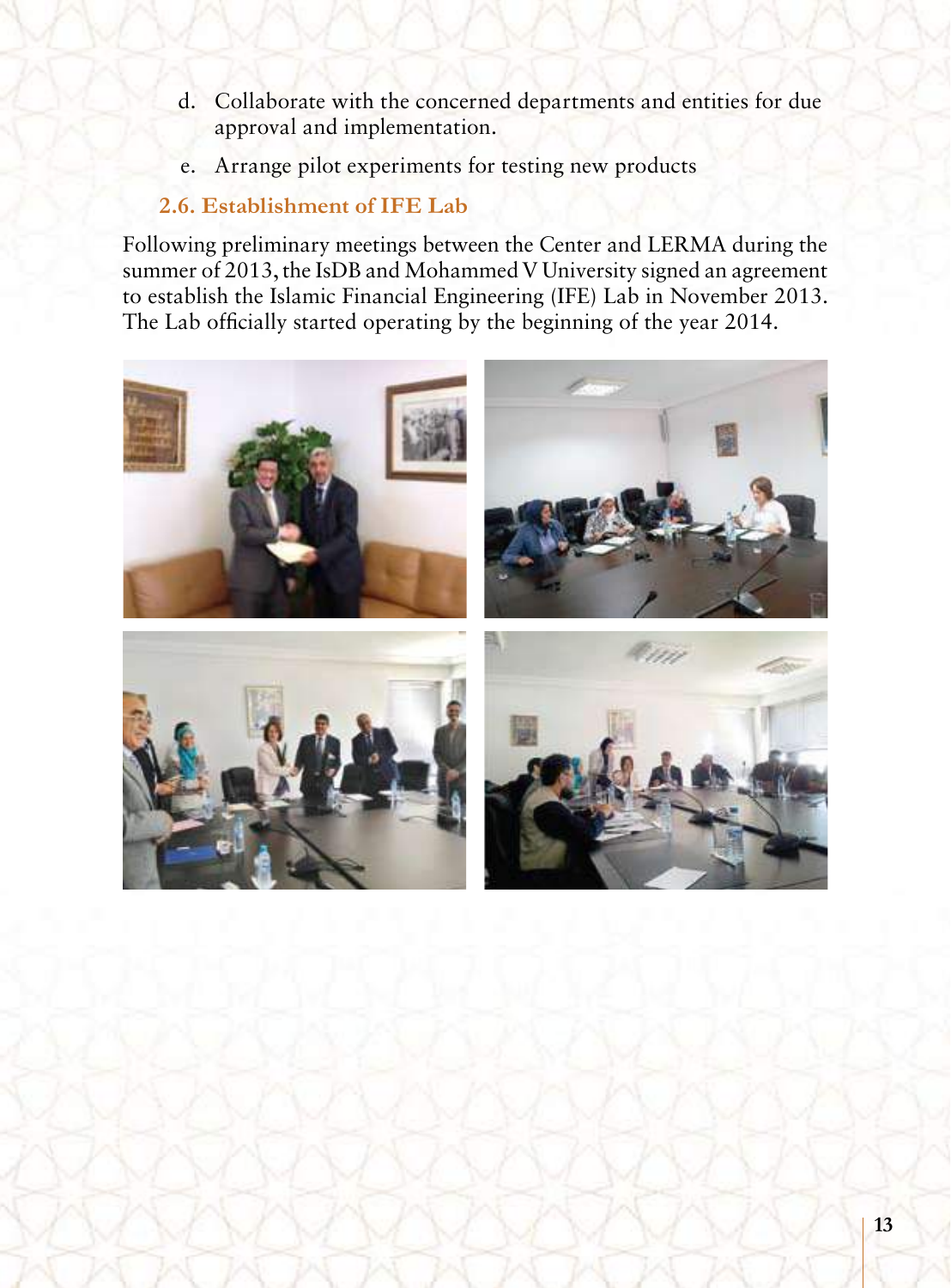d. Collaborate with the concerned departments and entities for due approval and implementation.

e. Arrange pilot experiments for testing new products

### 2.6. Establishment of IFE Lab

Following preliminary meetings between the Center and LERMA during the summer of 2013, the IsDB and Mohammed V University signed an agreement to establish the Islamic Financial Engineering (IFE) Lab in November 2013. The Lab officially started operating by the beginning of the year 2014.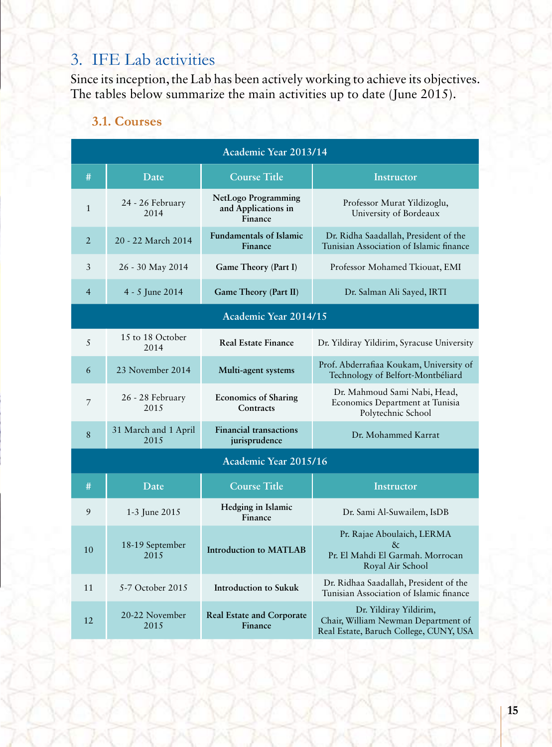## 3. IFE Lab activities

Since its inception, the Lab has been actively working to achieve its objectives. The tables below summarize the main activities up to date (June 2015).

### 3.1. Courses

| Academic Year 2013/14 | | | |
|---|---|---|---|
| **#** | **Date** | **Course Title** | **Instructor** |
| 1 | 24 - 26 February 2014 | **NetLogo Programming and Applications in Finance** | Professor Murat Yildizoglu, University of Bordeaux |
| 2 | 20 - 22 March 2014 | **Fundamentals of Islamic Finance** | Dr. Ridha Saadallah, President of the Tunisian Association of Islamic finance |
| 3 | 26 - 30 May 2014 | **Game Theory (Part I)** | Professor Mohamed Tkiouat, EMI |
| 4 | 4 - 5 June 2014 | **Game Theory (Part II)** | Dr. Salman Ali Sayed, IRTI |
| **Academic Year 2014/15** | | | |
| 5 | 15 to 18 October 2014 | **Real Estate Finance** | Dr. Yildiray Yildirim, Syracuse University |
| 6 | 23 November 2014 | **Multi-agent systems** | Prof. Abderrafiaa Koukam, University of Technology of Belfort-Montbéliard |
| 7 | 26 - 28 February 2015 | **Economics of Sharing Contracts** | Dr. Mahmoud Sami Nabi, Head, Economics Department at Tunisia Polytechnic School |
| 8 | 31 March and 1 April 2015 | **Financial transactions jurisprudence** | Dr. Mohammed Karrat |
| **Academic Year 2015/16** | | | |
| **#** | **Date** | **Course Title** | **Instructor** |
| 9 | 1-3 June 2015 | **Hedging in Islamic Finance** | Dr. Sami Al-Suwailem, IsDB |
| 10 | 18-19 September 2015 | **Introduction to MATLAB** | Pr. Rajae Aboulaich, LERMA & Pr. El Mahdi El Garmah. Morrocan Royal Air School |
| 11 | 5-7 October 2015 | **Introduction to Sukuk** | Dr. Ridhaa Saadallah, President of the Tunisian Association of Islamic finance |
| 12 | 20-22 November 2015 | **Real Estate and Corporate Finance** | Dr. Yildiray Yildirim, Chair, William Newman Department of Real Estate, Baruch College, CUNY, USA |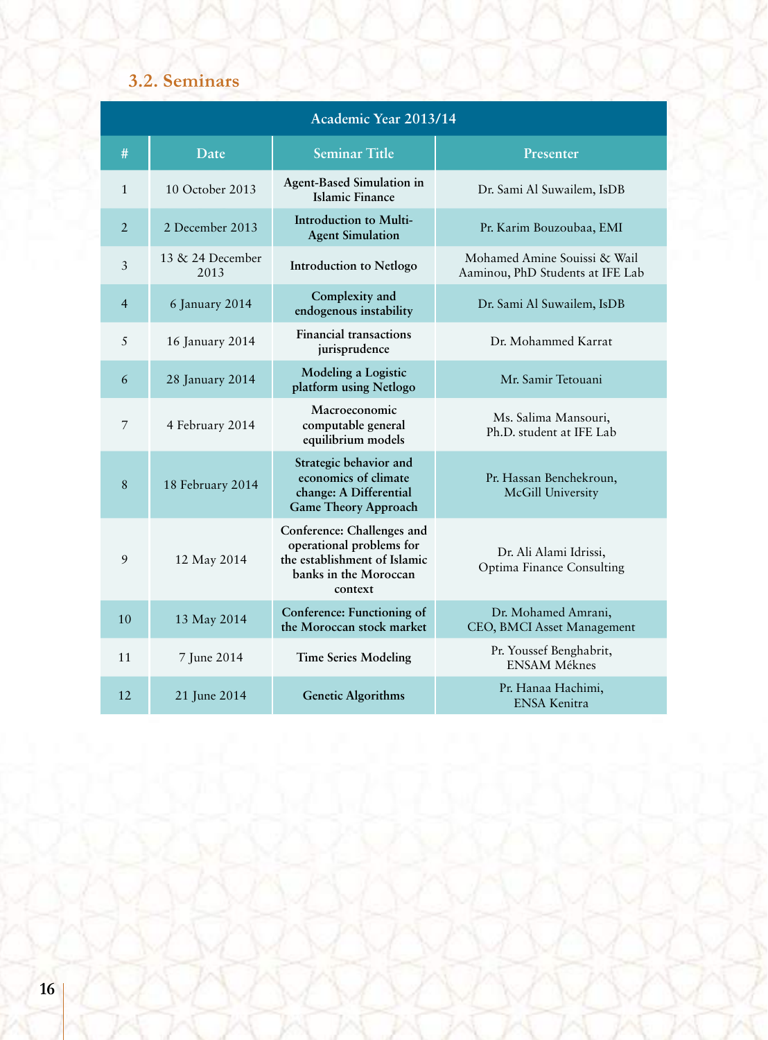### 3.2. Seminars

| Academic Year 2013/14 | | | |
|---|---|---|---|
| # | Date | Seminar Title | Presenter |
| 1 | 10 October 2013 | **Agent-Based Simulation in Islamic Finance** | Dr. Sami Al Suwailem, IsDB |
| 2 | 2 December 2013 | **Introduction to Multi-Agent Simulation** | Pr. Karim Bouzoubaa, EMI |
| 3 | 13 & 24 December 2013 | **Introduction to Netlogo** | Mohamed Amine Souissi & Wail Aaminou, PhD Students at IFE Lab |
| 4 | 6 January 2014 | **Complexity and endogenous instability** | Dr. Sami Al Suwailem, IsDB |
| 5 | 16 January 2014 | **Financial transactions jurisprudence** | Dr. Mohammed Karrat |
| 6 | 28 January 2014 | **Modeling a Logistic platform using Netlogo** | Mr. Samir Tetouani |
| 7 | 4 February 2014 | **Macroeconomic computable general equilibrium models** | Ms. Salima Mansouri, Ph.D. student at IFE Lab |
| 8 | 18 February 2014 | **Strategic behavior and economics of climate change: A Differential Game Theory Approach** | Pr. Hassan Benchekroun, McGill University |
| 9 | 12 May 2014 | **Conference: Challenges and operational problems for the establishment of Islamic banks in the Moroccan context** | Dr. Ali Alami Idrissi, Optima Finance Consulting |
| 10 | 13 May 2014 | **Conference: Functioning of the Moroccan stock market** | Dr. Mohamed Amrani, CEO, BMCI Asset Management |
| 11 | 7 June 2014 | **Time Series Modeling** | Pr. Youssef Benghabrit, ENSAM Méknes |
| 12 | 21 June 2014 | **Genetic Algorithms** | Pr. Hanaa Hachimi, ENSA Kenitra |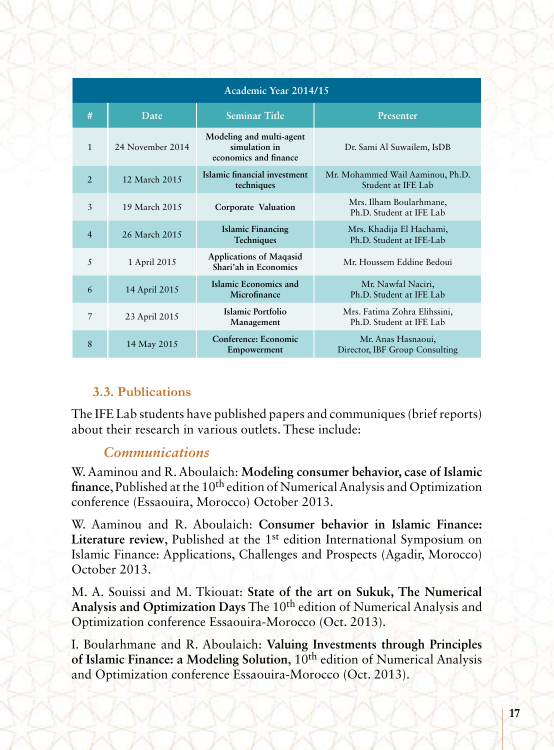| Academic Year 2014/15 | | | |
|---|---|---|---|
| # | Date | Seminar Title | Presenter |
| 1 | 24 November 2014 | Modeling and multi-agent simulation in economics and finance | Dr. Sami Al Suwailem, IsDB |
| 2 | 12 March 2015 | Islamic financial investment techniques | Mr. Mohammed Wail Aaminou, Ph.D. Student at IFE Lab |
| 3 | 19 March 2015 | Corporate Valuation | Mrs. Ilham Boularhmane, Ph.D. Student at IFE Lab |
| 4 | 26 March 2015 | Islamic Financing Techniques | Mrs. Khadija El Hachami, Ph.D. Student at IFE-Lab |
| 5 | 1 April 2015 | Applications of Maqasid Shari'ah in Economics | Mr. Houssem Eddine Bedoui |
| 6 | 14 April 2015 | Islamic Economics and Microfinance | Mr. Nawfal Naciri, Ph.D. Student at IFE Lab |
| 7 | 23 April 2015 | Islamic Portfolio Management | Mrs. Fatima Zohra Elihssini, Ph.D. Student at IFE Lab |
| 8 | 14 May 2015 | Conference: Economic Empowerment | Mr. Anas Hasnaoui, Director, IBF Group Consulting |

### 3.3. Publications

The IFE Lab students have published papers and communiques (brief reports) about their research in various outlets. These include:

#### *Communications*

W. Aaminou and R. Aboulaich: **Modeling consumer behavior, case of Islamic finance,** Published at the 10th edition of Numerical Analysis and Optimization conference (Essaouira, Morocco) October 2013.

W. Aaminou and R. Aboulaich: **Consumer behavior in Islamic Finance: Literature review**, Published at the 1st edition International Symposium on Islamic Finance: Applications, Challenges and Prospects (Agadir, Morocco) October 2013.

M. A. Souissi and M. Tkiouat: **State of the art on Sukuk, The Numerical Analysis and Optimization Days** The 10th edition of Numerical Analysis and Optimization conference Essaouira-Morocco (Oct. 2013).

I. Boularhmane and R. Aboulaich: **Valuing Investments through Principles of Islamic Finance: a Modeling Solution**, 10th edition of Numerical Analysis and Optimization conference Essaouira-Morocco (Oct. 2013).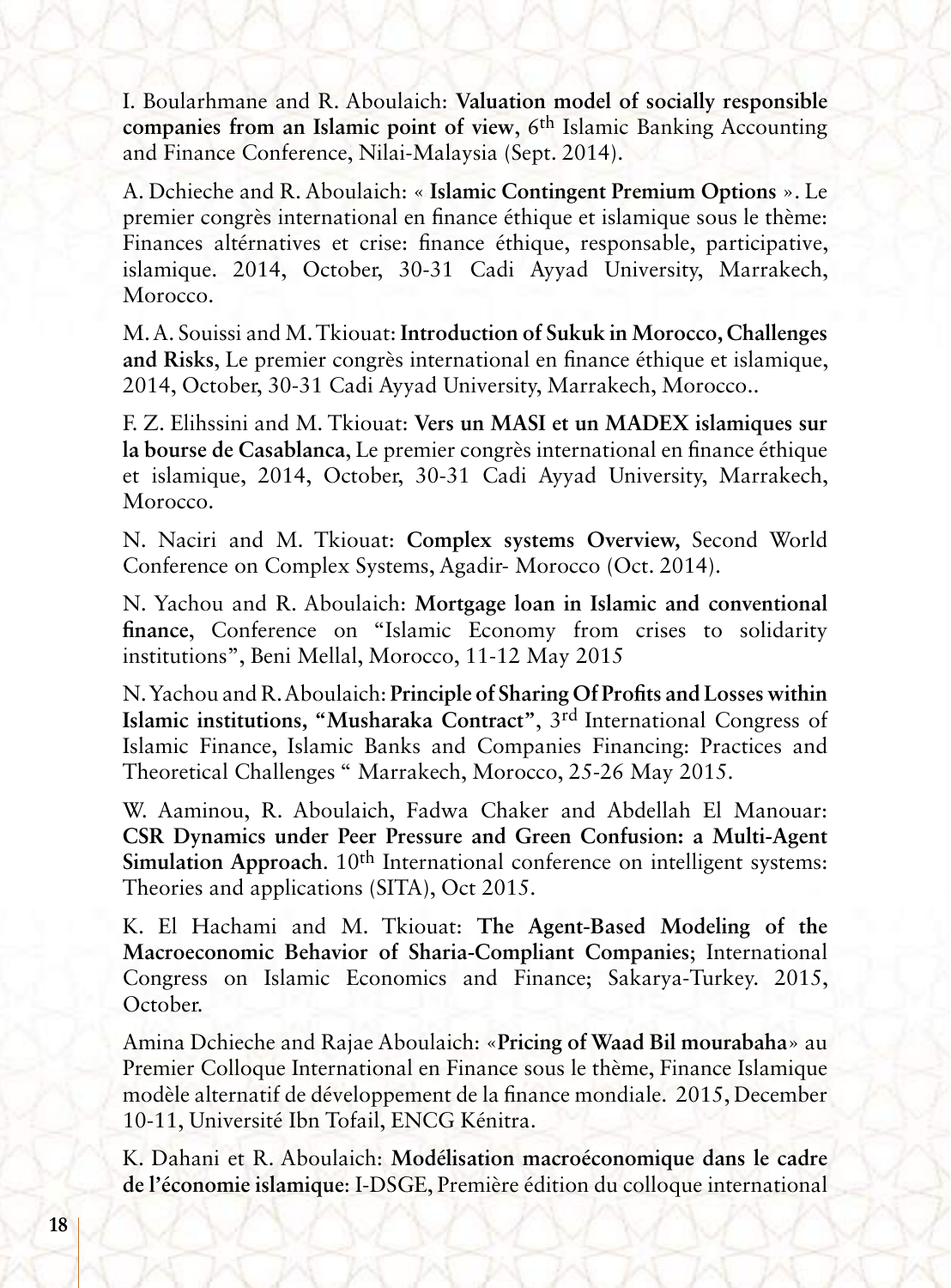I. Boularhmane and R. Aboulaich: **Valuation model of socially responsible companies from an Islamic point of view**, 6th Islamic Banking Accounting and Finance Conference, Nilai-Malaysia (Sept. 2014).

A. Dchieche and R. Aboulaich: « **Islamic Contingent Premium Options** ». Le premier congrès international en finance éthique et islamique sous le thème: Finances altérnatives et crise: finance éthique, responsable, participative, islamique. 2014, October, 30-31 Cadi Ayyad University, Marrakech, Morocco.

M. A. Souissi and M. Tkiouat: **Introduction of Sukuk in Morocco, Challenges and Risks**, Le premier congrès international en finance éthique et islamique, 2014, October, 30-31 Cadi Ayyad University, Marrakech, Morocco..

F. Z. Elihssini and M. Tkiouat: **Vers un MASI et un MADEX islamiques sur la bourse de Casablanca**, Le premier congrès international en finance éthique et islamique, 2014, October, 30-31 Cadi Ayyad University, Marrakech, Morocco.

N. Naciri and M. Tkiouat: **Complex systems Overview,** Second World Conference on Complex Systems, Agadir- Morocco (Oct. 2014).

N. Yachou and R. Aboulaich: **Mortgage loan in Islamic and conventional finance**, Conference on "Islamic Economy from crises to solidarity institutions", Beni Mellal, Morocco, 11-12 May 2015

N. Yachou and R. Aboulaich: **Principle of Sharing Of Profits and Losses within Islamic institutions, "Musharaka Contract"**, 3rd International Congress of Islamic Finance, Islamic Banks and Companies Financing: Practices and Theoretical Challenges " Marrakech, Morocco, 25-26 May 2015.

W. Aaminou, R. Aboulaich, Fadwa Chaker and Abdellah El Manouar: **CSR Dynamics under Peer Pressure and Green Confusion: a Multi-Agent Simulation Approach**. 10th International conference on intelligent systems: Theories and applications (SITA), Oct 2015.

K. El Hachami and M. Tkiouat: **The Agent-Based Modeling of the Macroeconomic Behavior of Sharia-Compliant Companies**; International Congress on Islamic Economics and Finance; Sakarya-Turkey. 2015, October.

Amina Dchieche and Rajae Aboulaich: «**Pricing of Waad Bil mourabaha**» au Premier Colloque International en Finance sous le thème, Finance Islamique modèle alternatif de développement de la finance mondiale. 2015, December 10-11, Université Ibn Tofail, ENCG Kénitra.

K. Dahani et R. Aboulaich: **Modélisation macroéconomique dans le cadre de l'économie islamique**: I-DSGE, Première édition du colloque international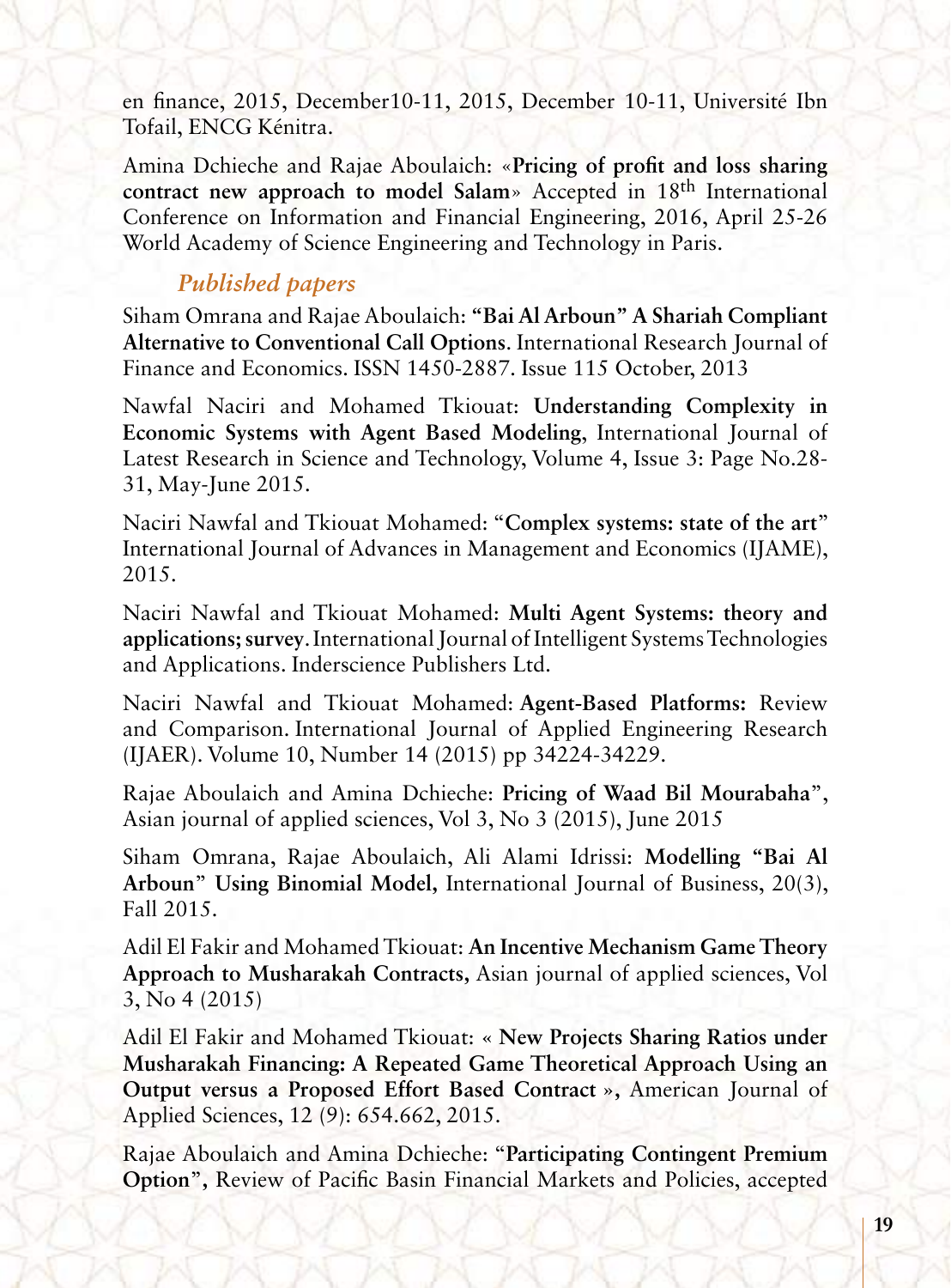en finance, 2015, December10-11, 2015, December 10-11, Université Ibn Tofail, ENCG Kénitra.

Amina Dchieche and Rajae Aboulaich: «**Pricing of profit and loss sharing contract new approach to model Salam**» Accepted in 18th International Conference on Information and Financial Engineering, 2016, April 25-26 World Academy of Science Engineering and Technology in Paris.

### *Published papers*

Siham Omrana and Rajae Aboulaich: **"Bai Al Arboun" A Shariah Compliant Alternative to Conventional Call Options**. International Research Journal of Finance and Economics. ISSN 1450-2887. Issue 115 October, 2013

Nawfal Naciri and Mohamed Tkiouat: **Understanding Complexity in Economic Systems with Agent Based Modeling**, International Journal of Latest Research in Science and Technology, Volume 4, Issue 3: Page No.28-31, May-June 2015.

Naciri Nawfal and Tkiouat Mohamed: "**Complex systems: state of the art**" International Journal of Advances in Management and Economics (IJAME), 2015.

Naciri Nawfal and Tkiouat Mohamed: **Multi Agent Systems: theory and applications; survey**. International Journal of Intelligent Systems Technologies and Applications. Inderscience Publishers Ltd.

Naciri Nawfal and Tkiouat Mohamed: **Agent-Based Platforms:** Review and Comparison. International Journal of Applied Engineering Research (IJAER). Volume 10, Number 14 (2015) pp 34224-34229.

Rajae Aboulaich and Amina Dchieche: **Pricing of Waad Bil Mourabaha**", Asian journal of applied sciences, Vol 3, No 3 (2015), June 2015

Siham Omrana, Rajae Aboulaich, Ali Alami Idrissi: **Modelling "Bai Al Arboun" Using Binomial Model,** International Journal of Business, 20(3), Fall 2015.

Adil El Fakir and Mohamed Tkiouat: **An Incentive Mechanism Game Theory Approach to Musharakah Contracts,** Asian journal of applied sciences, Vol 3, No 4 (2015)

Adil El Fakir and Mohamed Tkiouat: « **New Projects Sharing Ratios under Musharakah Financing: A Repeated Game Theoretical Approach Using an Output versus a Proposed Effort Based Contract** », American Journal of Applied Sciences, 12 (9): 654.662, 2015.

Rajae Aboulaich and Amina Dchieche: "**Participating Contingent Premium Option**", Review of Pacific Basin Financial Markets and Policies, accepted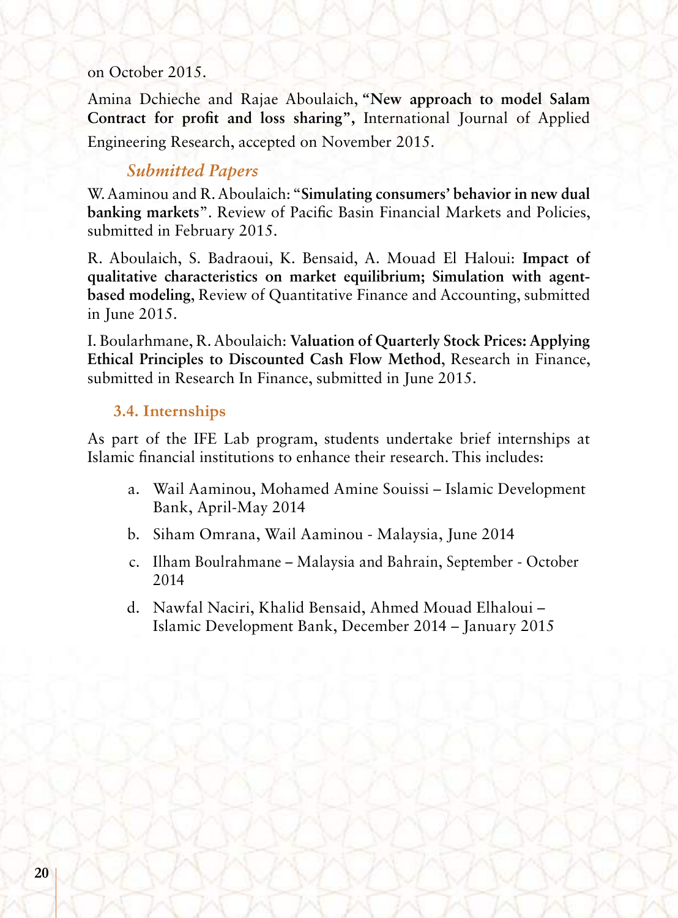on October 2015.

Amina Dchieche and Rajae Aboulaich, **"New approach to model Salam Contract for profit and loss sharing"**, International Journal of Applied Engineering Research, accepted on November 2015.

### *Submitted Papers*

W. Aaminou and R. Aboulaich: "**Simulating consumers' behavior in new dual banking markets**". Review of Pacific Basin Financial Markets and Policies, submitted in February 2015.

R. Aboulaich, S. Badraoui, K. Bensaid, A. Mouad El Haloui: **Impact of qualitative characteristics on market equilibrium; Simulation with agent-based modeling**, Review of Quantitative Finance and Accounting, submitted in June 2015.

I. Boularhmane, R. Aboulaich: **Valuation of Quarterly Stock Prices: Applying Ethical Principles to Discounted Cash Flow Method**, Research in Finance, submitted in Research In Finance, submitted in June 2015.

### 3.4. Internships

As part of the IFE Lab program, students undertake brief internships at Islamic financial institutions to enhance their research. This includes:

a. Wail Aaminou, Mohamed Amine Souissi – Islamic Development Bank, April-May 2014
b. Siham Omrana, Wail Aaminou - Malaysia, June 2014
c. Ilham Boulrahmane – Malaysia and Bahrain, September - October 2014
d. Nawfal Naciri, Khalid Bensaid, Ahmed Mouad Elhaloui – Islamic Development Bank, December 2014 – January 2015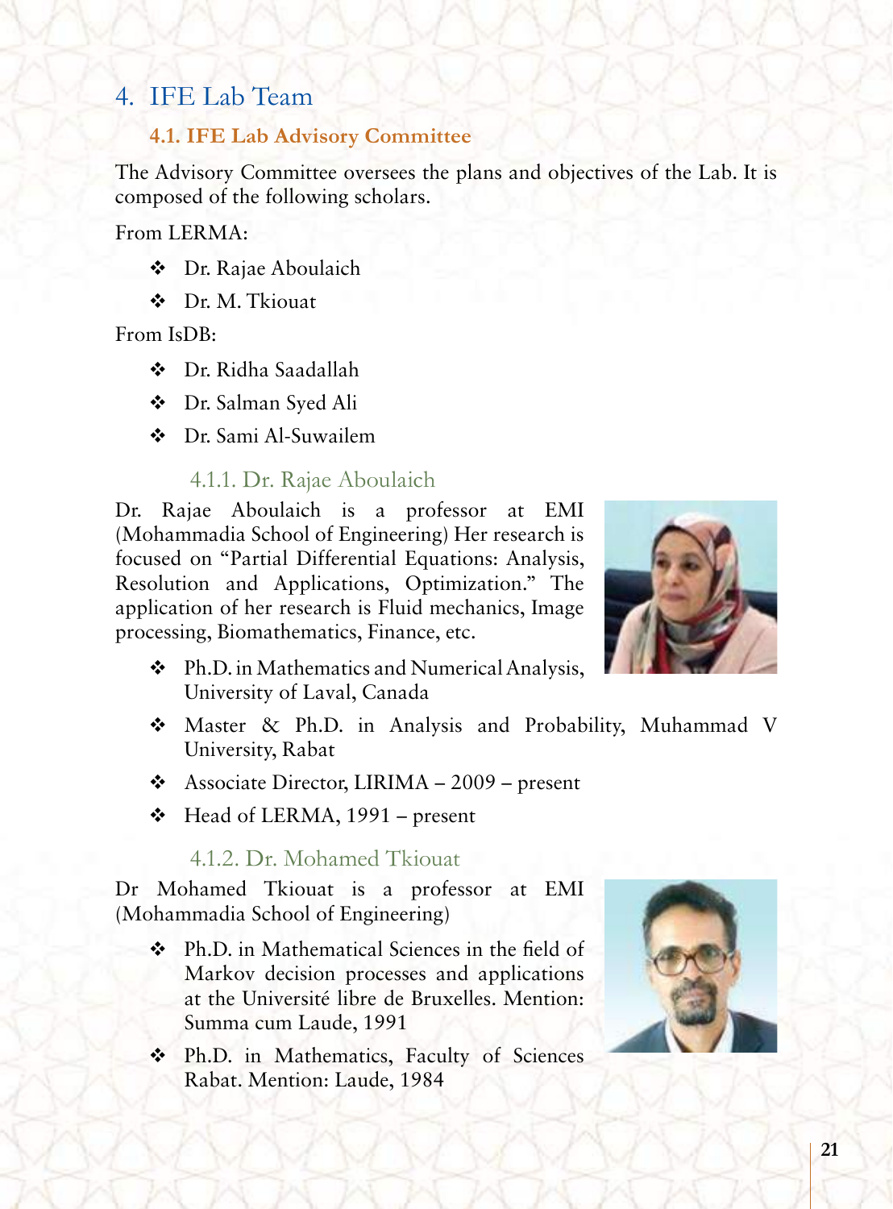# 4. IFE Lab Team

## 4.1. IFE Lab Advisory Committee

The Advisory Committee oversees the plans and objectives of the Lab. It is composed of the following scholars.

From LERMA:

- Dr. Rajae Aboulaich
- Dr. M. Tkiouat

From IsDB:

- Dr. Ridha Saadallah
- Dr. Salman Syed Ali
- Dr. Sami Al-Suwailem

### 4.1.1. Dr. Rajae Aboulaich

Dr. Rajae Aboulaich is a professor at EMI (Mohammadia School of Engineering) Her research is focused on "Partial Differential Equations: Analysis, Resolution and Applications, Optimization." The application of her research is Fluid mechanics, Image processing, Biomathematics, Finance, etc.

- Ph.D. in Mathematics and Numerical Analysis, University of Laval, Canada
- Master & Ph.D. in Analysis and Probability, Muhammad V University, Rabat
- Associate Director, LIRIMA – 2009 – present
- Head of LERMA, 1991 – present

### 4.1.2. Dr. Mohamed Tkiouat

Dr Mohamed Tkiouat is a professor at EMI (Mohammadia School of Engineering)

- Ph.D. in Mathematical Sciences in the field of Markov decision processes and applications at the Université libre de Bruxelles. Mention: Summa cum Laude, 1991
- Ph.D. in Mathematics, Faculty of Sciences Rabat. Mention: Laude, 1984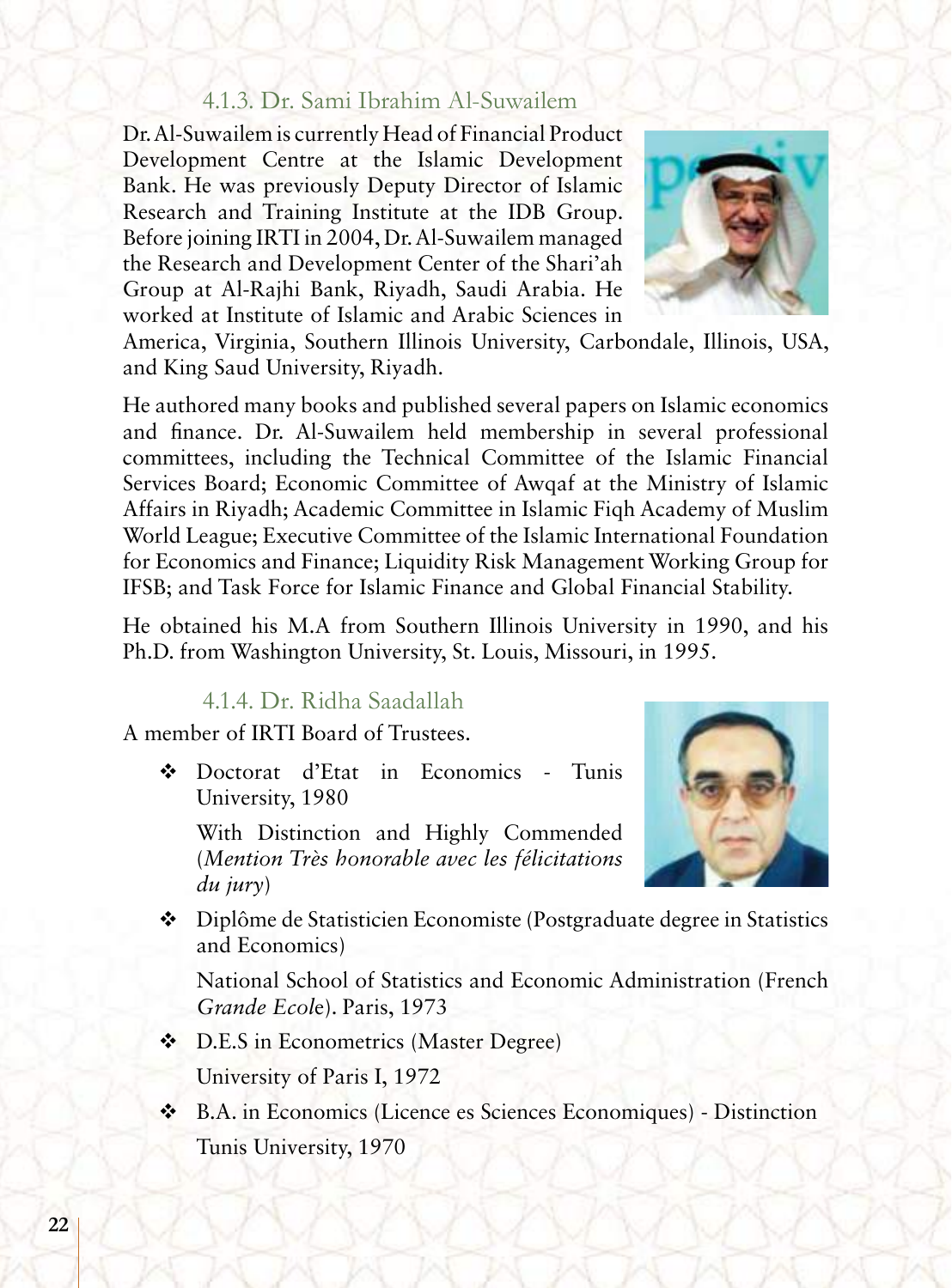#### 4.1.3. Dr. Sami Ibrahim Al-Suwailem

Dr. Al-Suwailem is currently Head of Financial Product Development Centre at the Islamic Development Bank. He was previously Deputy Director of Islamic Research and Training Institute at the IDB Group. Before joining IRTI in 2004, Dr. Al-Suwailem managed the Research and Development Center of the Shari'ah Group at Al-Rajhi Bank, Riyadh, Saudi Arabia. He worked at Institute of Islamic and Arabic Sciences in America, Virginia, Southern Illinois University, Carbondale, Illinois, USA, and King Saud University, Riyadh.

He authored many books and published several papers on Islamic economics and finance. Dr. Al-Suwailem held membership in several professional committees, including the Technical Committee of the Islamic Financial Services Board; Economic Committee of Awqaf at the Ministry of Islamic Affairs in Riyadh; Academic Committee in Islamic Fiqh Academy of Muslim World League; Executive Committee of the Islamic International Foundation for Economics and Finance; Liquidity Risk Management Working Group for IFSB; and Task Force for Islamic Finance and Global Financial Stability.

He obtained his M.A from Southern Illinois University in 1990, and his Ph.D. from Washington University, St. Louis, Missouri, in 1995.

#### 4.1.4. Dr. Ridha Saadallah

A member of IRTI Board of Trustees.

- Doctorat d'Etat in Economics - Tunis University, 1980

  With Distinction and Highly Commended (*Mention Très honorable avec les félicitations du jury*)

- Diplôme de Statisticien Economiste (Postgraduate degree in Statistics and Economics)

  National School of Statistics and Economic Administration (French *Grande Ecole*). Paris, 1973

- D.E.S in Econometrics (Master Degree)

  University of Paris I, 1972

- B.A. in Economics (Licence es Sciences Economiques) - Distinction

  Tunis University, 1970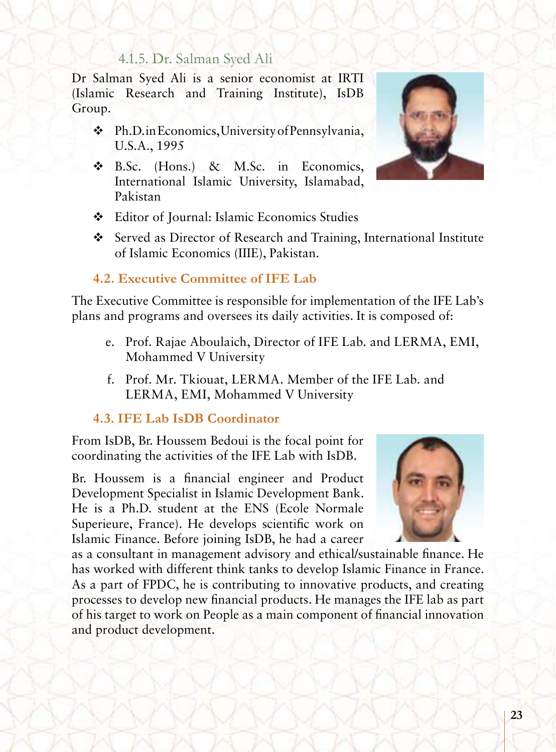#### 4.1.5. Dr. Salman Syed Ali

Dr Salman Syed Ali is a senior economist at IRTI (Islamic Research and Training Institute), IsDB Group.

- Ph.D. in Economics, University of Pennsylvania, U.S.A., 1995
- B.Sc. (Hons.) & M.Sc. in Economics, International Islamic University, Islamabad, Pakistan
- Editor of Journal: Islamic Economics Studies
- Served as Director of Research and Training, International Institute of Islamic Economics (IIIE), Pakistan.

### 4.2. Executive Committee of IFE Lab

The Executive Committee is responsible for implementation of the IFE Lab's plans and programs and oversees its daily activities. It is composed of:

e. Prof. Rajae Aboulaich, Director of IFE Lab. and LERMA, EMI, Mohammed V University

f. Prof. Mr. Tkiouat, LERMA. Member of the IFE Lab. and LERMA, EMI, Mohammed V University

### 4.3. IFE Lab IsDB Coordinator

From IsDB, Br. Houssem Bedoui is the focal point for coordinating the activities of the IFE Lab with IsDB.

Br. Houssem is a financial engineer and Product Development Specialist in Islamic Development Bank. He is a Ph.D. student at the ENS (Ecole Normale Superieure, France). He develops scientific work on Islamic Finance. Before joining IsDB, he had a career as a consultant in management advisory and ethical/sustainable finance. He has worked with different think tanks to develop Islamic Finance in France. As a part of FPDC, he is contributing to innovative products, and creating processes to develop new financial products. He manages the IFE lab as part of his target to work on People as a main component of financial innovation and product development.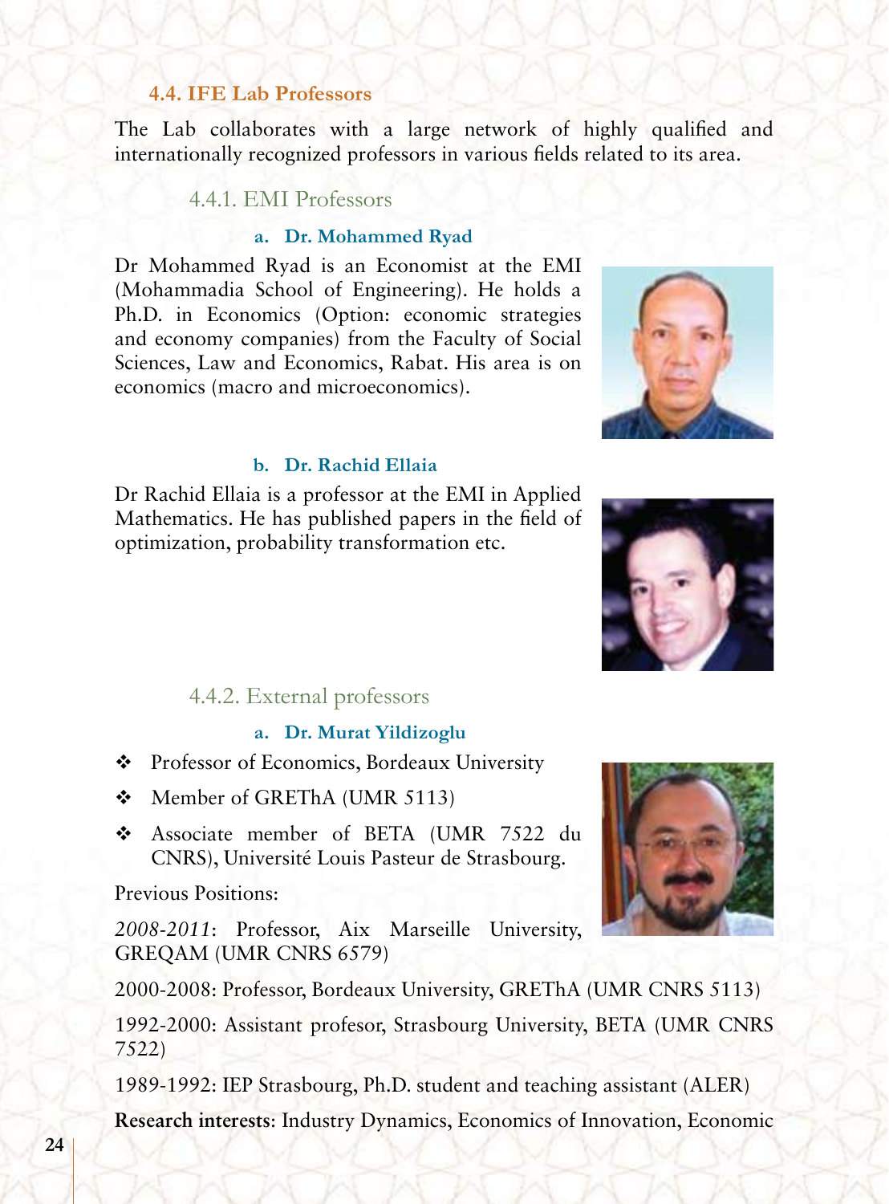### 4.4. IFE Lab Professors

The Lab collaborates with a large network of highly qualified and internationally recognized professors in various fields related to its area.

#### 4.4.1. EMI Professors

##### a. Dr. Mohammed Ryad

Dr Mohammed Ryad is an Economist at the EMI (Mohammadia School of Engineering). He holds a Ph.D. in Economics (Option: economic strategies and economy companies) from the Faculty of Social Sciences, Law and Economics, Rabat. His area is on economics (macro and microeconomics).

##### b. Dr. Rachid Ellaia

Dr Rachid Ellaia is a professor at the EMI in Applied Mathematics. He has published papers in the field of optimization, probability transformation etc.

#### 4.4.2. External professors

##### a. Dr. Murat Yildizoglu

- Professor of Economics, Bordeaux University
- Member of GREThA (UMR 5113)
- Associate member of BETA (UMR 7522 du CNRS), Université Louis Pasteur de Strasbourg.

Previous Positions:

*2008-2011*: Professor, Aix Marseille University, GREQAM (UMR CNRS 6579)

2000-2008: Professor, Bordeaux University, GREThA (UMR CNRS 5113)

1992-2000: Assistant profesor, Strasbourg University, BETA (UMR CNRS 7522)

1989-1992: IEP Strasbourg, Ph.D. student and teaching assistant (ALER)

**Research interests**: Industry Dynamics, Economics of Innovation, Economic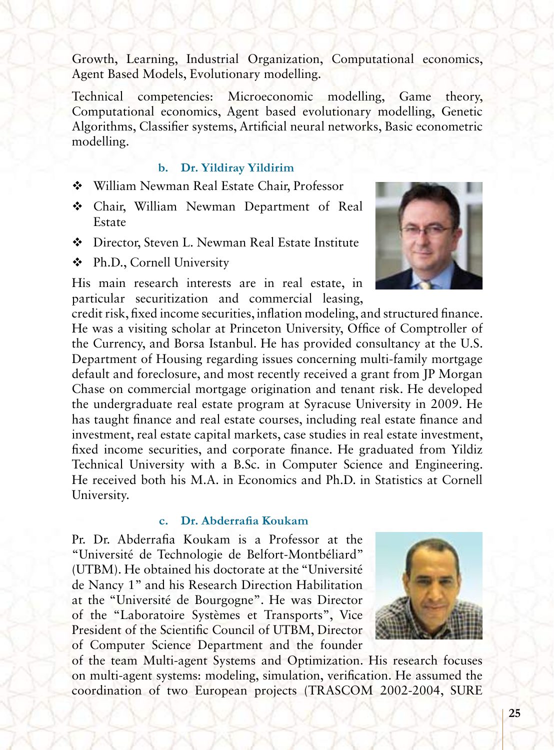Growth, Learning, Industrial Organization, Computational economics, Agent Based Models, Evolutionary modelling.

Technical competencies: Microeconomic modelling, Game theory, Computational economics, Agent based evolutionary modelling, Genetic Algorithms, Classifier systems, Artificial neural networks, Basic econometric modelling.

### b. Dr. Yildiray Yildirim

- William Newman Real Estate Chair, Professor
- Chair, William Newman Department of Real Estate
- Director, Steven L. Newman Real Estate Institute
- Ph.D., Cornell University

His main research interests are in real estate, in particular securitization and commercial leasing, credit risk, fixed income securities, inflation modeling, and structured finance. He was a visiting scholar at Princeton University, Office of Comptroller of the Currency, and Borsa Istanbul. He has provided consultancy at the U.S. Department of Housing regarding issues concerning multi-family mortgage default and foreclosure, and most recently received a grant from JP Morgan Chase on commercial mortgage origination and tenant risk. He developed the undergraduate real estate program at Syracuse University in 2009. He has taught finance and real estate courses, including real estate finance and investment, real estate capital markets, case studies in real estate investment, fixed income securities, and corporate finance. He graduated from Yildiz Technical University with a B.Sc. in Computer Science and Engineering. He received both his M.A. in Economics and Ph.D. in Statistics at Cornell University.

### c. Dr. Abderrafia Koukam

Pr. Dr. Abderrafia Koukam is a Professor at the "Université de Technologie de Belfort-Montbéliard" (UTBM). He obtained his doctorate at the "Université de Nancy 1" and his Research Direction Habilitation at the "Université de Bourgogne". He was Director of the "Laboratoire Systèmes et Transports", Vice President of the Scientific Council of UTBM, Director of Computer Science Department and the founder of the team Multi-agent Systems and Optimization. His research focuses on multi-agent systems: modeling, simulation, verification. He assumed the coordination of two European projects (TRASCOM 2002-2004, SURE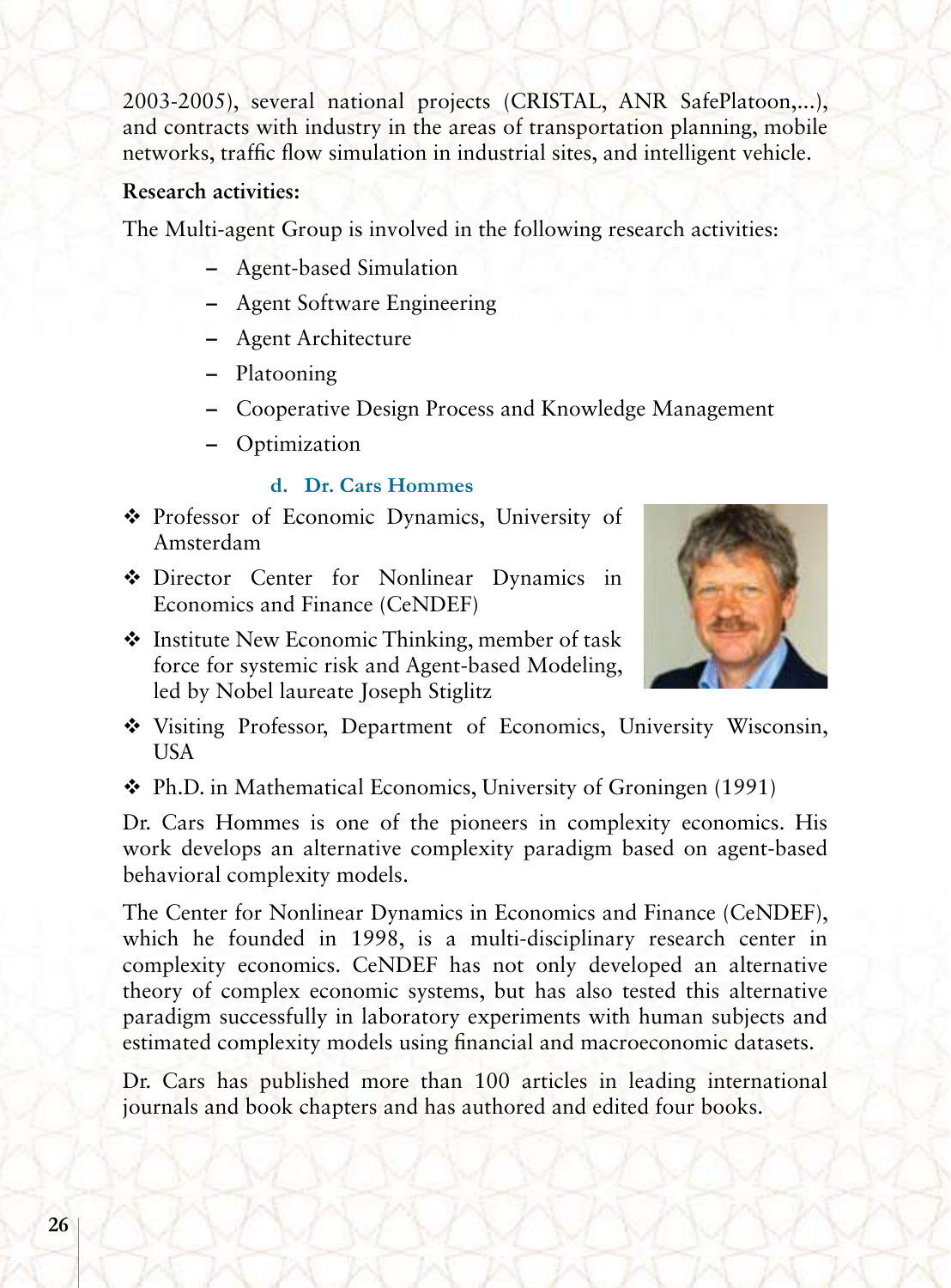2003-2005), several national projects (CRISTAL, ANR SafePlatoon,...), and contracts with industry in the areas of transportation planning, mobile networks, traffic flow simulation in industrial sites, and intelligent vehicle.

**Research activities:**

The Multi-agent Group is involved in the following research activities:

- Agent-based Simulation
- Agent Software Engineering
- Agent Architecture
- Platooning
- Cooperative Design Process and Knowledge Management
- Optimization

### d. Dr. Cars Hommes

- Professor of Economic Dynamics, University of Amsterdam
- Director Center for Nonlinear Dynamics in Economics and Finance (CeNDEF)
- Institute New Economic Thinking, member of task force for systemic risk and Agent-based Modeling, led by Nobel laureate Joseph Stiglitz
- Visiting Professor, Department of Economics, University Wisconsin, USA
- Ph.D. in Mathematical Economics, University of Groningen (1991)

Dr. Cars Hommes is one of the pioneers in complexity economics. His work develops an alternative complexity paradigm based on agent-based behavioral complexity models.

The Center for Nonlinear Dynamics in Economics and Finance (CeNDEF), which he founded in 1998, is a multi-disciplinary research center in complexity economics. CeNDEF has not only developed an alternative theory of complex economic systems, but has also tested this alternative paradigm successfully in laboratory experiments with human subjects and estimated complexity models using financial and macroeconomic datasets.

Dr. Cars has published more than 100 articles in leading international journals and book chapters and has authored and edited four books.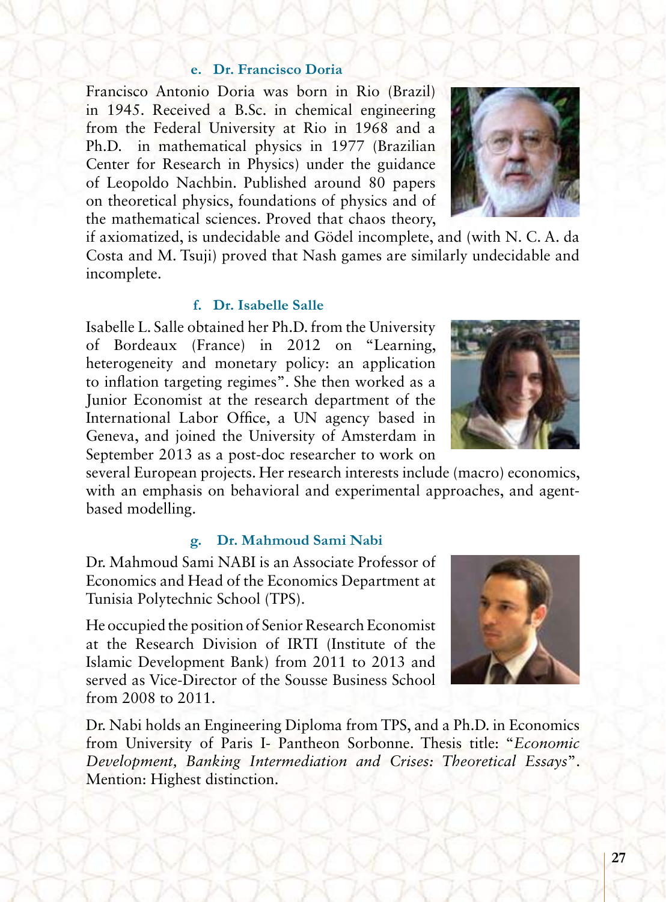### e. Dr. Francisco Doria

Francisco Antonio Doria was born in Rio (Brazil) in 1945. Received a B.Sc. in chemical engineering from the Federal University at Rio in 1968 and a Ph.D. in mathematical physics in 1977 (Brazilian Center for Research in Physics) under the guidance of Leopoldo Nachbin. Published around 80 papers on theoretical physics, foundations of physics and of the mathematical sciences. Proved that chaos theory, if axiomatized, is undecidable and Gödel incomplete, and (with N. C. A. da Costa and M. Tsuji) proved that Nash games are similarly undecidable and incomplete.

### f. Dr. Isabelle Salle

Isabelle L. Salle obtained her Ph.D. from the University of Bordeaux (France) in 2012 on "Learning, heterogeneity and monetary policy: an application to inflation targeting regimes". She then worked as a Junior Economist at the research department of the International Labor Office, a UN agency based in Geneva, and joined the University of Amsterdam in September 2013 as a post-doc researcher to work on several European projects. Her research interests include (macro) economics, with an emphasis on behavioral and experimental approaches, and agent-based modelling.

### g. Dr. Mahmoud Sami Nabi

Dr. Mahmoud Sami NABI is an Associate Professor of Economics and Head of the Economics Department at Tunisia Polytechnic School (TPS).

He occupied the position of Senior Research Economist at the Research Division of IRTI (Institute of the Islamic Development Bank) from 2011 to 2013 and served as Vice-Director of the Sousse Business School from 2008 to 2011.

Dr. Nabi holds an Engineering Diploma from TPS, and a Ph.D. in Economics from University of Paris I- Pantheon Sorbonne. Thesis title: "*Economic Development, Banking Intermediation and Crises: Theoretical Essays*". Mention: Highest distinction.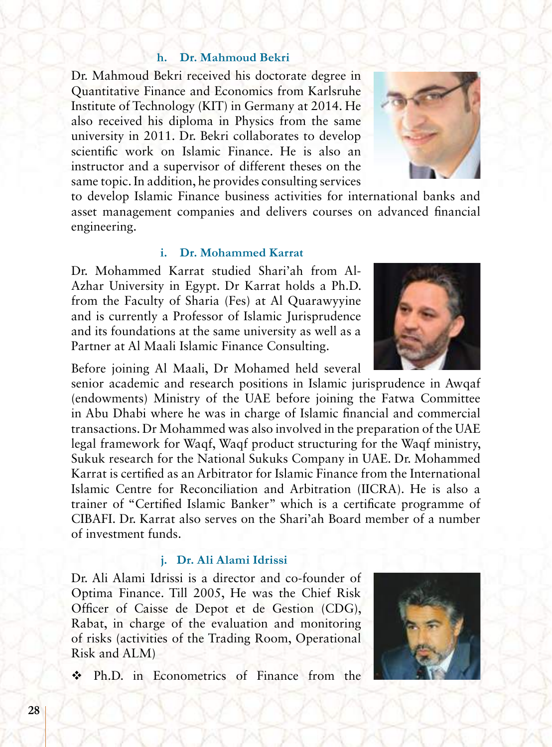### h. Dr. Mahmoud Bekri

Dr. Mahmoud Bekri received his doctorate degree in Quantitative Finance and Economics from Karlsruhe Institute of Technology (KIT) in Germany at 2014. He also received his diploma in Physics from the same university in 2011. Dr. Bekri collaborates to develop scientific work on Islamic Finance. He is also an instructor and a supervisor of different theses on the same topic. In addition, he provides consulting services to develop Islamic Finance business activities for international banks and asset management companies and delivers courses on advanced financial engineering.

### i. Dr. Mohammed Karrat

Dr. Mohammed Karrat studied Shari'ah from Al-Azhar University in Egypt. Dr Karrat holds a Ph.D. from the Faculty of Sharia (Fes) at Al Quarawyyine and is currently a Professor of Islamic Jurisprudence and its foundations at the same university as well as a Partner at Al Maali Islamic Finance Consulting.

Before joining Al Maali, Dr Mohamed held several senior academic and research positions in Islamic jurisprudence in Awqaf (endowments) Ministry of the UAE before joining the Fatwa Committee in Abu Dhabi where he was in charge of Islamic financial and commercial transactions. Dr Mohammed was also involved in the preparation of the UAE legal framework for Waqf, Waqf product structuring for the Waqf ministry, Sukuk research for the National Sukuks Company in UAE. Dr. Mohammed Karrat is certified as an Arbitrator for Islamic Finance from the International Islamic Centre for Reconciliation and Arbitration (IICRA). He is also a trainer of "Certified Islamic Banker" which is a certificate programme of CIBAFI. Dr. Karrat also serves on the Shari'ah Board member of a number of investment funds.

### j. Dr. Ali Alami Idrissi

Dr. Ali Alami Idrissi is a director and co-founder of Optima Finance. Till 2005, He was the Chief Risk Officer of Caisse de Depot et de Gestion (CDG), Rabat, in charge of the evaluation and monitoring of risks (activities of the Trading Room, Operational Risk and ALM)

- Ph.D. in Econometrics of Finance from the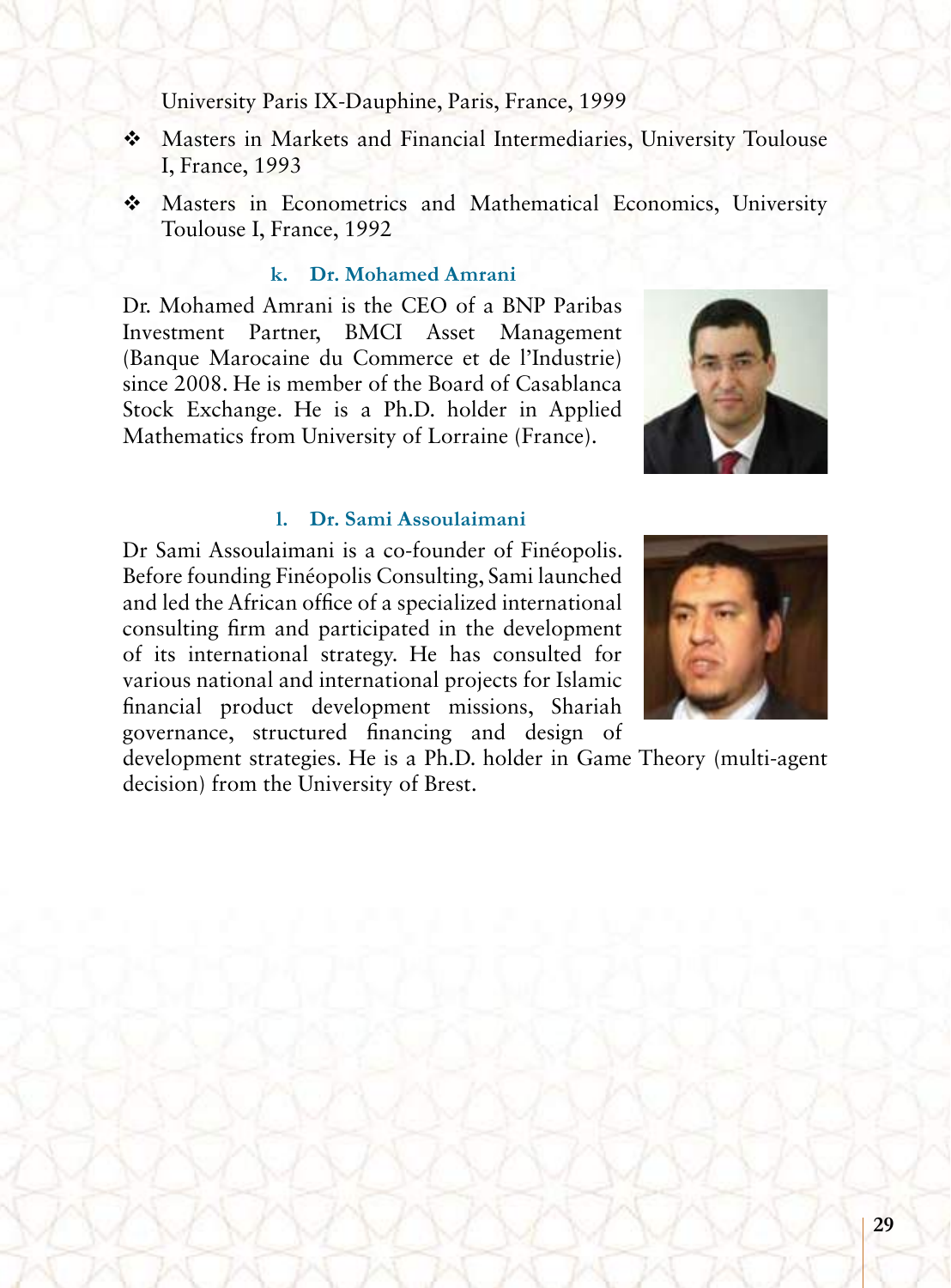University Paris IX-Dauphine, Paris, France, 1999

- Masters in Markets and Financial Intermediaries, University Toulouse I, France, 1993
- Masters in Econometrics and Mathematical Economics, University Toulouse I, France, 1992

#### k. Dr. Mohamed Amrani

Dr. Mohamed Amrani is the CEO of a BNP Paribas Investment Partner, BMCI Asset Management (Banque Marocaine du Commerce et de l'Industrie) since 2008. He is member of the Board of Casablanca Stock Exchange. He is a Ph.D. holder in Applied Mathematics from University of Lorraine (France).

#### l. Dr. Sami Assoulaimani

Dr Sami Assoulaimani is a co-founder of Finéopolis. Before founding Finéopolis Consulting, Sami launched and led the African office of a specialized international consulting firm and participated in the development of its international strategy. He has consulted for various national and international projects for Islamic financial product development missions, Shariah governance, structured financing and design of development strategies. He is a Ph.D. holder in Game Theory (multi-agent decision) from the University of Brest.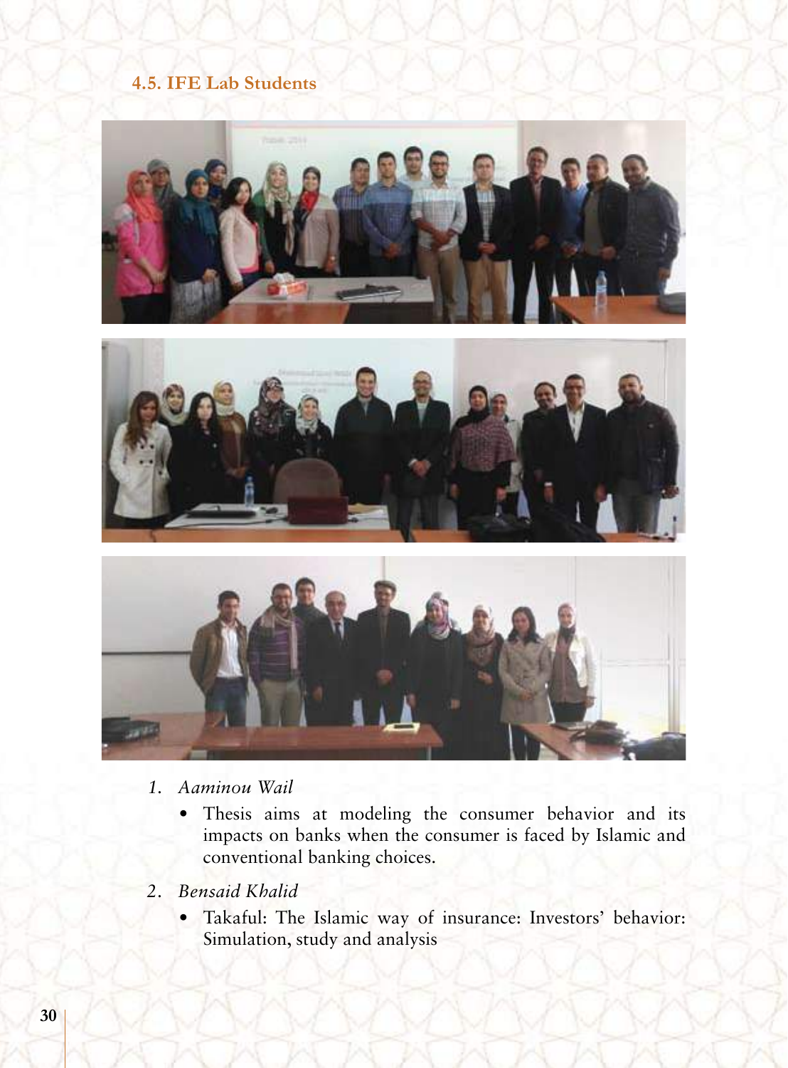### 4.5. IFE Lab Students

1. *Aaminou Wail*
   - Thesis aims at modeling the consumer behavior and its impacts on banks when the consumer is faced by Islamic and conventional banking choices.

2. *Bensaid Khalid*
   - Takaful: The Islamic way of insurance: Investors' behavior: Simulation, study and analysis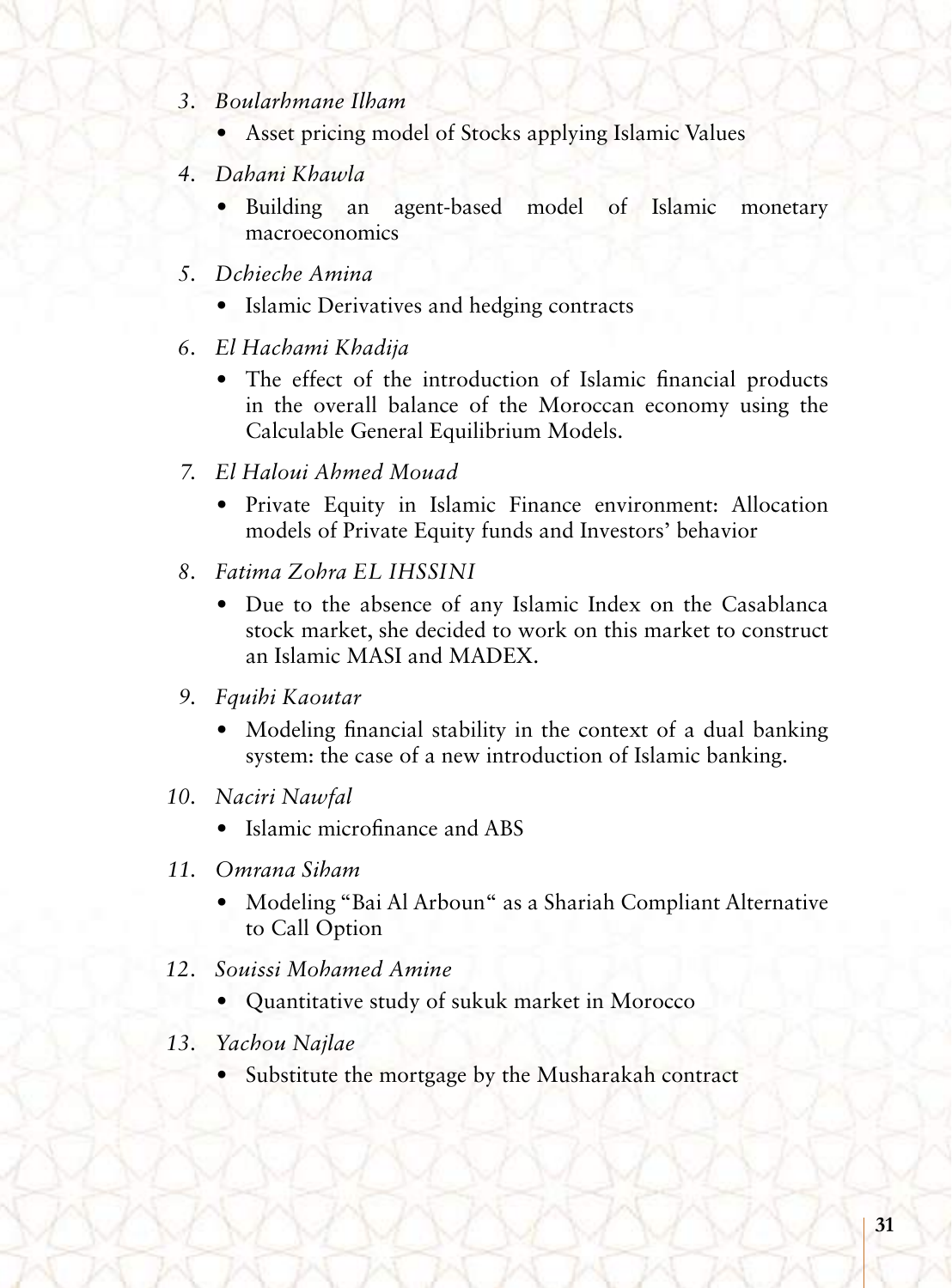3. *Boularhmane Ilham*
    - Asset pricing model of Stocks applying Islamic Values
4. *Dahani Khawla*
    - Building an agent-based model of Islamic monetary macroeconomics
5. *Dchieche Amina*
    - Islamic Derivatives and hedging contracts
6. *El Hachami Khadija*
    - The effect of the introduction of Islamic financial products in the overall balance of the Moroccan economy using the Calculable General Equilibrium Models.
7. *El Haloui Ahmed Mouad*
    - Private Equity in Islamic Finance environment: Allocation models of Private Equity funds and Investors' behavior
8. *Fatima Zohra EL IHSSINI*
    - Due to the absence of any Islamic Index on the Casablanca stock market, she decided to work on this market to construct an Islamic MASI and MADEX.
9. *Fquihi Kaoutar*
    - Modeling financial stability in the context of a dual banking system: the case of a new introduction of Islamic banking.
10. *Naciri Nawfal*
    - Islamic microfinance and ABS
11. *Omrana Siham*
    - Modeling "Bai Al Arboun" as a Shariah Compliant Alternative to Call Option
12. *Souissi Mohamed Amine*
    - Quantitative study of sukuk market in Morocco
13. *Yachou Najlae*
    - Substitute the mortgage by the Musharakah contract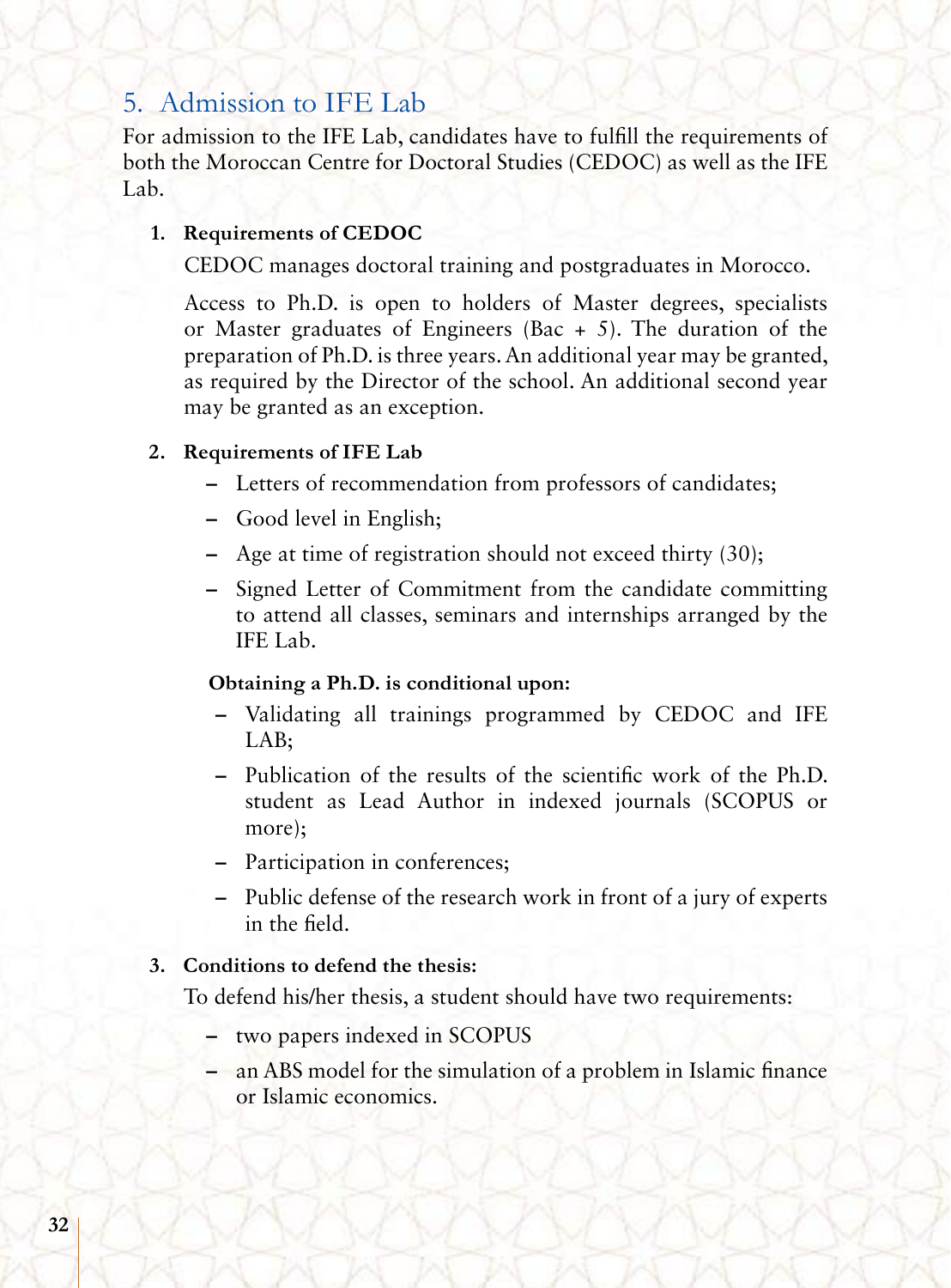## 5. Admission to IFE Lab

For admission to the IFE Lab, candidates have to fulfill the requirements of both the Moroccan Centre for Doctoral Studies (CEDOC) as well as the IFE Lab.

1. **Requirements of CEDOC**

   CEDOC manages doctoral training and postgraduates in Morocco.

   Access to Ph.D. is open to holders of Master degrees, specialists or Master graduates of Engineers (Bac + 5). The duration of the preparation of Ph.D. is three years. An additional year may be granted, as required by the Director of the school. An additional second year may be granted as an exception.

2. **Requirements of IFE Lab**

   - Letters of recommendation from professors of candidates;
   - Good level in English;
   - Age at time of registration should not exceed thirty (30);
   - Signed Letter of Commitment from the candidate committing to attend all classes, seminars and internships arranged by the IFE Lab.

   **Obtaining a Ph.D. is conditional upon:**

   - Validating all trainings programmed by CEDOC and IFE LAB;
   - Publication of the results of the scientific work of the Ph.D. student as Lead Author in indexed journals (SCOPUS or more);
   - Participation in conferences;
   - Public defense of the research work in front of a jury of experts in the field.

3. **Conditions to defend the thesis:**

   To defend his/her thesis, a student should have two requirements:

   - two papers indexed in SCOPUS
   - an ABS model for the simulation of a problem in Islamic finance or Islamic economics.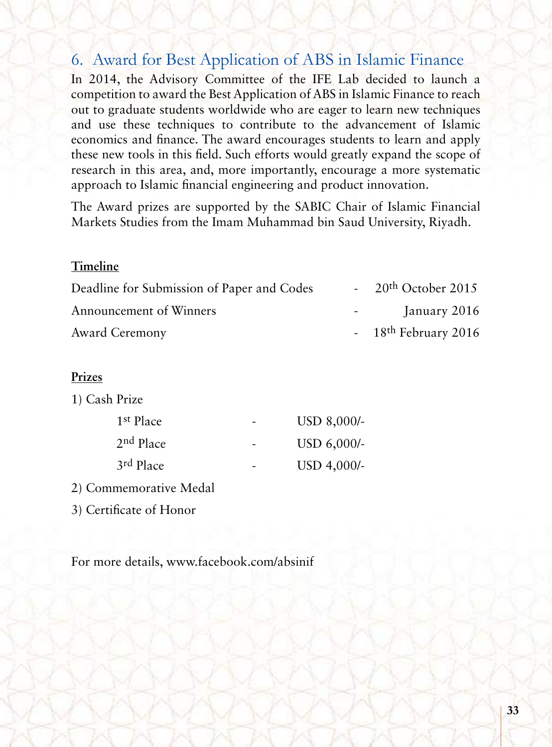## 6. Award for Best Application of ABS in Islamic Finance

In 2014, the Advisory Committee of the IFE Lab decided to launch a competition to award the Best Application of ABS in Islamic Finance to reach out to graduate students worldwide who are eager to learn new techniques and use these techniques to contribute to the advancement of Islamic economics and finance. The award encourages students to learn and apply these new tools in this field. Such efforts would greatly expand the scope of research in this area, and, more importantly, encourage a more systematic approach to Islamic financial engineering and product innovation.

The Award prizes are supported by the SABIC Chair of Islamic Financial Markets Studies from the Imam Muhammad bin Saud University, Riyadh.

**Timeline**

| | | |
|---|---|---|
| Deadline for Submission of Paper and Codes | - | 20th October 2015 |
| Announcement of Winners | - | January 2016 |
| Award Ceremony | - | 18th February 2016 |

**Prizes**

1) Cash Prize

| | | |
|---|---|---|
| 1st Place | - | USD 8,000/- |
| 2nd Place | - | USD 6,000/- |
| 3rd Place | - | USD 4,000/- |

2) Commemorative Medal

3) Certificate of Honor

For more details, www.facebook.com/absinif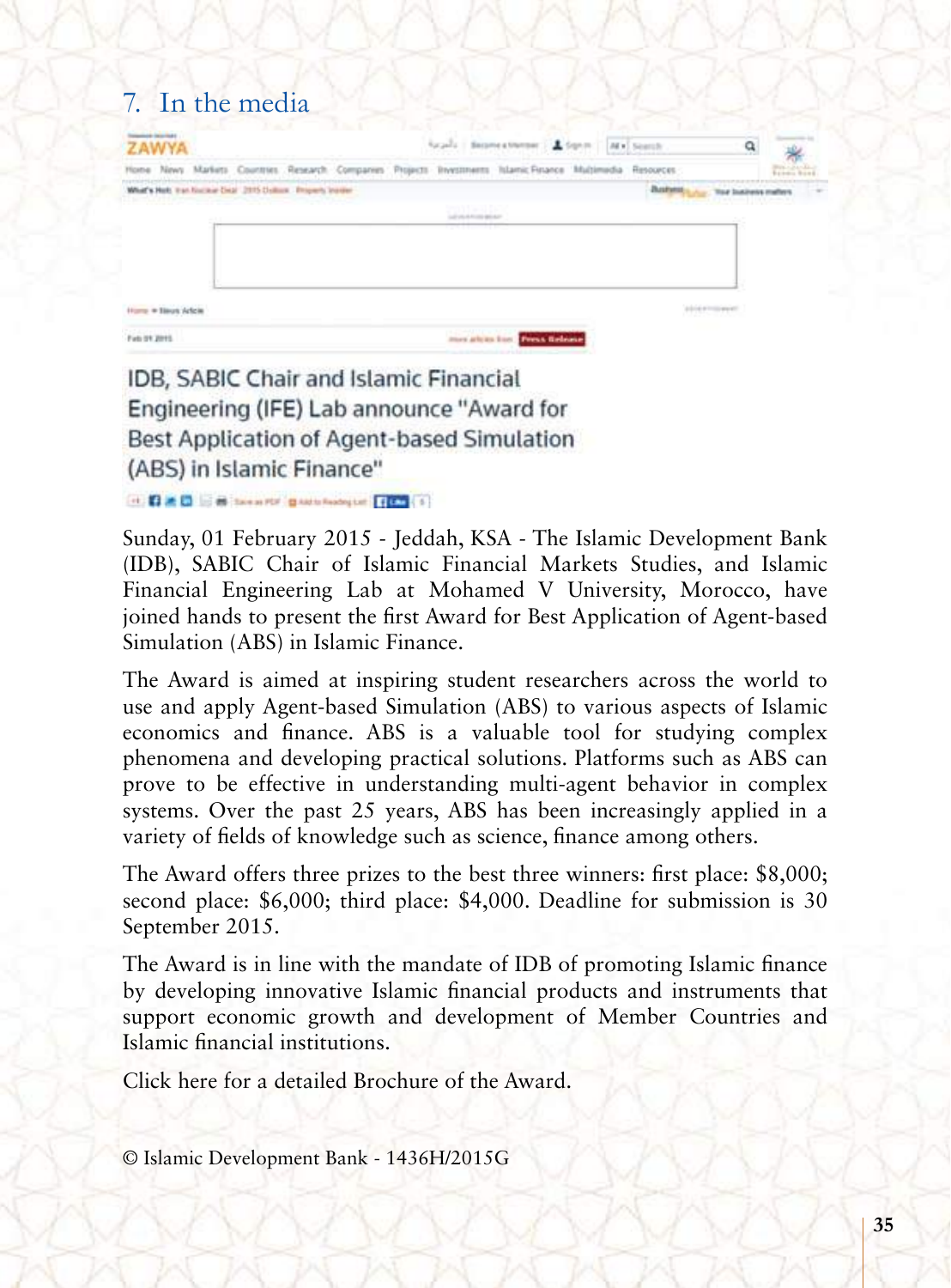## 7. In the media

ZAWYA

Feb 01 2015

### IDB, SABIC Chair and Islamic Financial Engineering (IFE) Lab announce "Award for Best Application of Agent-based Simulation (ABS) in Islamic Finance"

Sunday, 01 February 2015 - Jeddah, KSA - The Islamic Development Bank (IDB), SABIC Chair of Islamic Financial Markets Studies, and Islamic Financial Engineering Lab at Mohamed V University, Morocco, have joined hands to present the first Award for Best Application of Agent-based Simulation (ABS) in Islamic Finance.

The Award is aimed at inspiring student researchers across the world to use and apply Agent-based Simulation (ABS) to various aspects of Islamic economics and finance. ABS is a valuable tool for studying complex phenomena and developing practical solutions. Platforms such as ABS can prove to be effective in understanding multi-agent behavior in complex systems. Over the past 25 years, ABS has been increasingly applied in a variety of fields of knowledge such as science, finance among others.

The Award offers three prizes to the best three winners: first place: $8,000; second place: $6,000; third place: $4,000. Deadline for submission is 30 September 2015.

The Award is in line with the mandate of IDB of promoting Islamic finance by developing innovative Islamic financial products and instruments that support economic growth and development of Member Countries and Islamic financial institutions.

Click here for a detailed Brochure of the Award.

© Islamic Development Bank - 1436H/2015G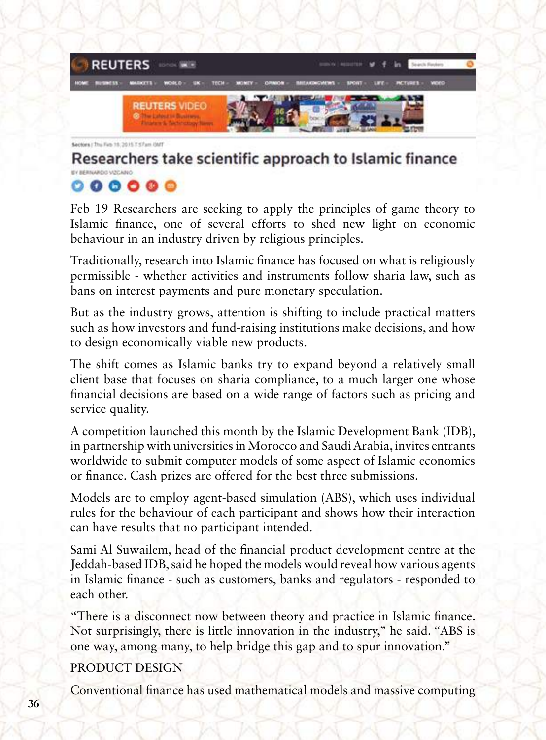Sectors | Thu Feb 19, 2015 7:57am GMT

# Researchers take scientific approach to Islamic finance

BY BERNARDO VIZCAINO

Feb 19 Researchers are seeking to apply the principles of game theory to Islamic finance, one of several efforts to shed new light on economic behaviour in an industry driven by religious principles.

Traditionally, research into Islamic finance has focused on what is religiously permissible - whether activities and instruments follow sharia law, such as bans on interest payments and pure monetary speculation.

But as the industry grows, attention is shifting to include practical matters such as how investors and fund-raising institutions make decisions, and how to design economically viable new products.

The shift comes as Islamic banks try to expand beyond a relatively small client base that focuses on sharia compliance, to a much larger one whose financial decisions are based on a wide range of factors such as pricing and service quality.

A competition launched this month by the Islamic Development Bank (IDB), in partnership with universities in Morocco and Saudi Arabia, invites entrants worldwide to submit computer models of some aspect of Islamic economics or finance. Cash prizes are offered for the best three submissions.

Models are to employ agent-based simulation (ABS), which uses individual rules for the behaviour of each participant and shows how their interaction can have results that no participant intended.

Sami Al Suwailem, head of the financial product development centre at the Jeddah-based IDB, said he hoped the models would reveal how various agents in Islamic finance - such as customers, banks and regulators - responded to each other.

"There is a disconnect now between theory and practice in Islamic finance. Not surprisingly, there is little innovation in the industry," he said. "ABS is one way, among many, to help bridge this gap and to spur innovation."

## PRODUCT DESIGN

Conventional finance has used mathematical models and massive computing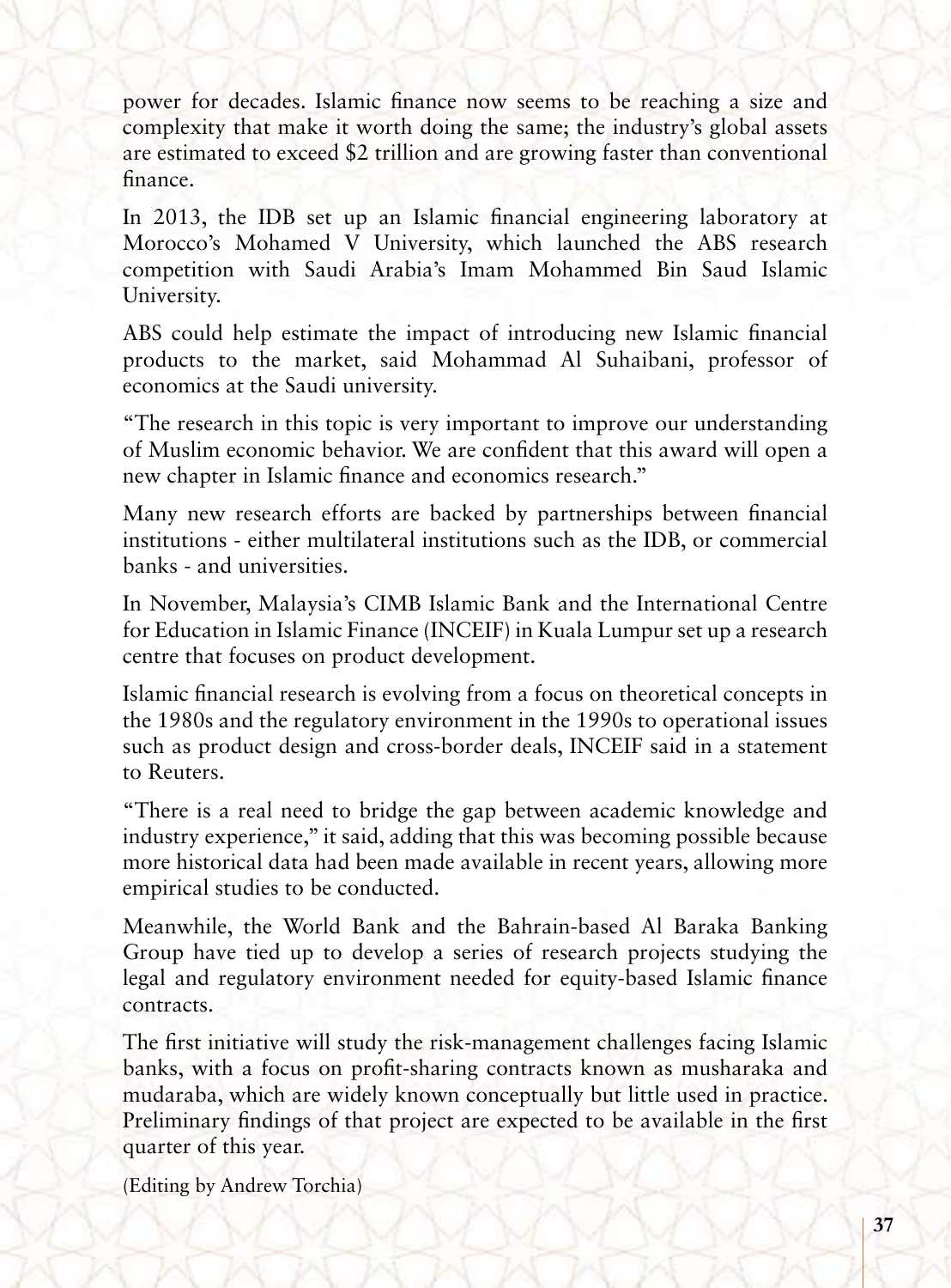power for decades. Islamic finance now seems to be reaching a size and complexity that make it worth doing the same; the industry's global assets are estimated to exceed $2 trillion and are growing faster than conventional finance.

In 2013, the IDB set up an Islamic financial engineering laboratory at Morocco's Mohamed V University, which launched the ABS research competition with Saudi Arabia's Imam Mohammed Bin Saud Islamic University.

ABS could help estimate the impact of introducing new Islamic financial products to the market, said Mohammad Al Suhaibani, professor of economics at the Saudi university.

"The research in this topic is very important to improve our understanding of Muslim economic behavior. We are confident that this award will open a new chapter in Islamic finance and economics research."

Many new research efforts are backed by partnerships between financial institutions - either multilateral institutions such as the IDB, or commercial banks - and universities.

In November, Malaysia's CIMB Islamic Bank and the International Centre for Education in Islamic Finance (INCEIF) in Kuala Lumpur set up a research centre that focuses on product development.

Islamic financial research is evolving from a focus on theoretical concepts in the 1980s and the regulatory environment in the 1990s to operational issues such as product design and cross-border deals, INCEIF said in a statement to Reuters.

"There is a real need to bridge the gap between academic knowledge and industry experience," it said, adding that this was becoming possible because more historical data had been made available in recent years, allowing more empirical studies to be conducted.

Meanwhile, the World Bank and the Bahrain-based Al Baraka Banking Group have tied up to develop a series of research projects studying the legal and regulatory environment needed for equity-based Islamic finance contracts.

The first initiative will study the risk-management challenges facing Islamic banks, with a focus on profit-sharing contracts known as musharaka and mudaraba, which are widely known conceptually but little used in practice. Preliminary findings of that project are expected to be available in the first quarter of this year.

(Editing by Andrew Torchia)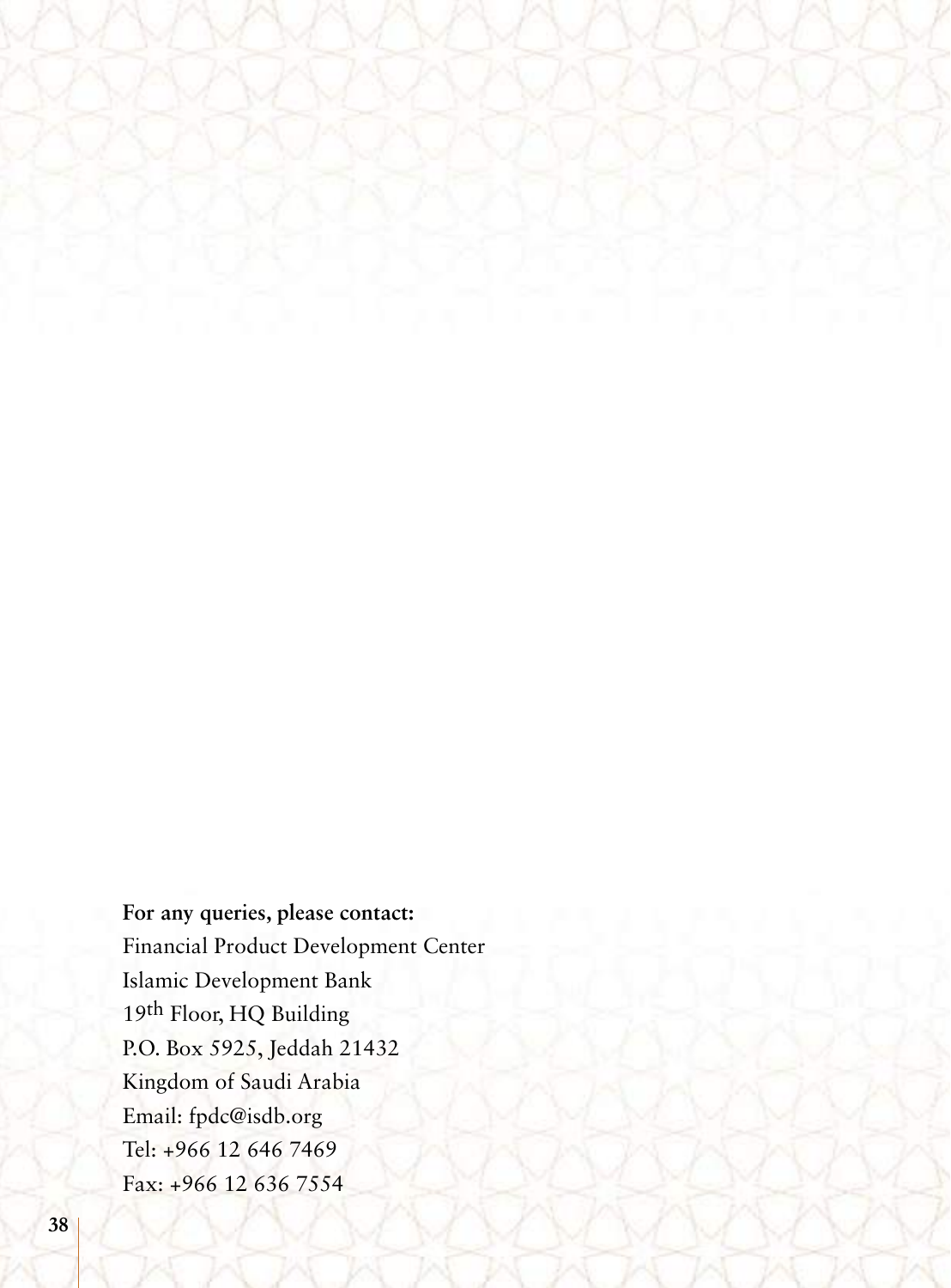**For any queries, please contact:**

Financial Product Development Center

Islamic Development Bank

19th Floor, HQ Building

P.O. Box 5925, Jeddah 21432

Kingdom of Saudi Arabia

Email: fpdc@isdb.org

Tel: +966 12 646 7469

Fax: +966 12 636 7554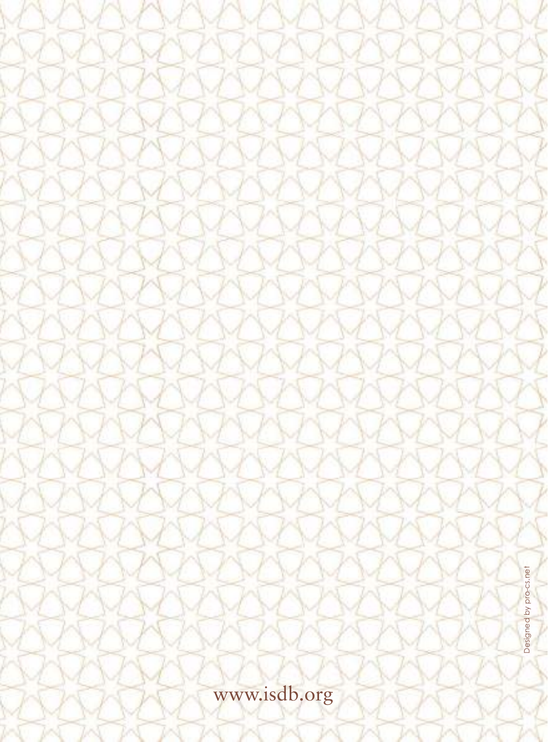www.isdb.org

Designed by pro-cs.net